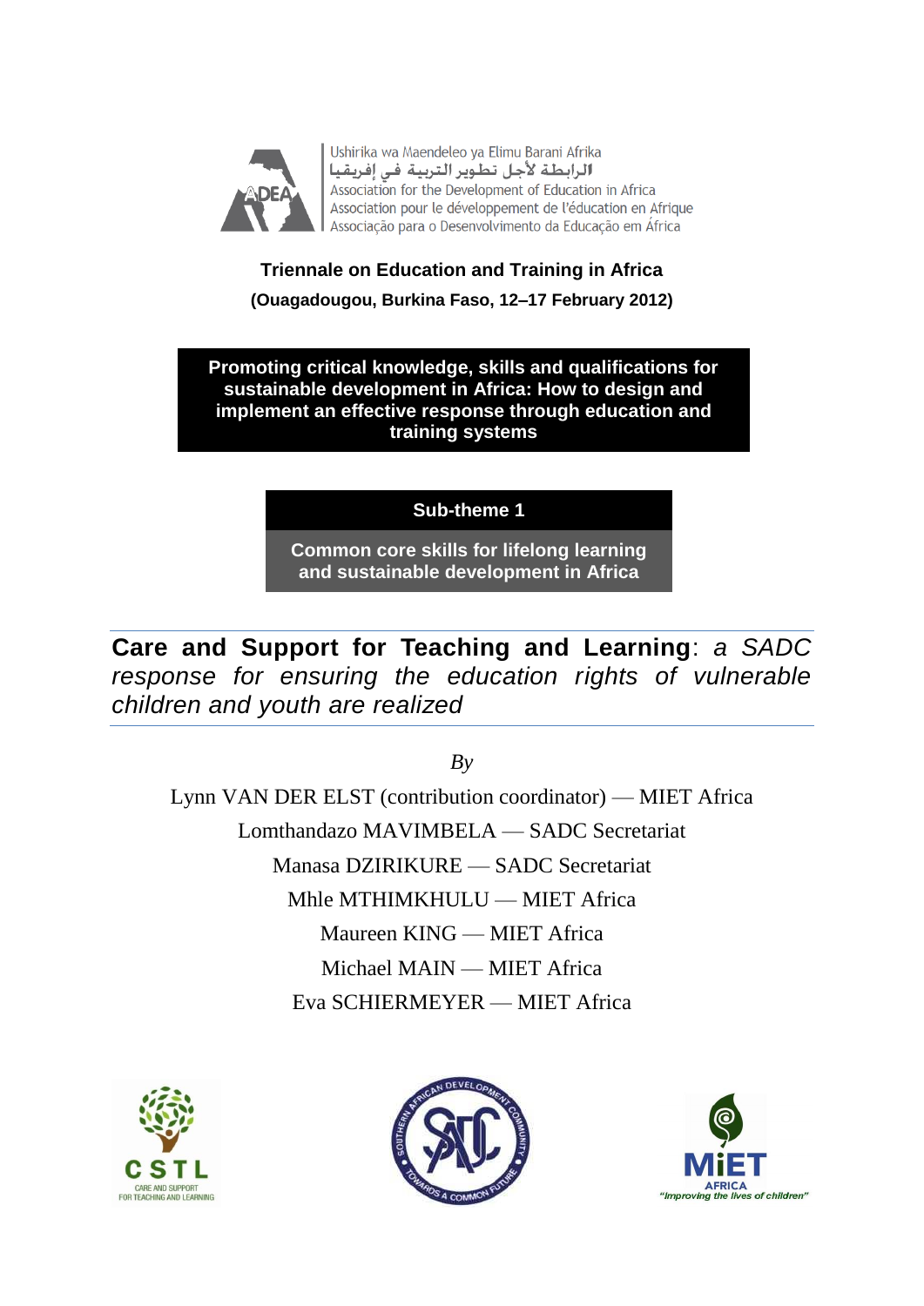Ushirika wa Maendeleo ya Elimu Barani Afrika
الرابطة لأجل تطوير التربية في إفريقيا
Association for the Development of Education in Africa
Association pour le développement de l'éducation en Afrique
Associação para o Desenvolvimento da Educação em África

**Triennale on Education and Training in Africa**

**(Ouagadougou, Burkina Faso, 12–17 February 2012)**

**Promoting critical knowledge, skills and qualifications for sustainable development in Africa: How to design and implement an effective response through education and training systems**

**Sub-theme 1**

**Common core skills for lifelong learning and sustainable development in Africa**

# **Care and Support for Teaching and Learning**: *a SADC response for ensuring the education rights of vulnerable children and youth are realized*

*By*

Lynn VAN DER ELST (contribution coordinator) — MIET Africa

Lomthandazo MAVIMBELA — SADC Secretariat

Manasa DZIRIKURE — SADC Secretariat

Mhle MTHIMKHULU — MIET Africa

Maureen KING — MIET Africa

Michael MAIN — MIET Africa

Eva SCHIERMEYER — MIET Africa

CSTL
CARE AND SUPPORT FOR TEACHING AND LEARNING

SOUTHERN AFRICAN DEVELOPMENT COMMUNITY
TOWARDS A COMMON FUTURE

MiET AFRICA
"Improving the lives of children"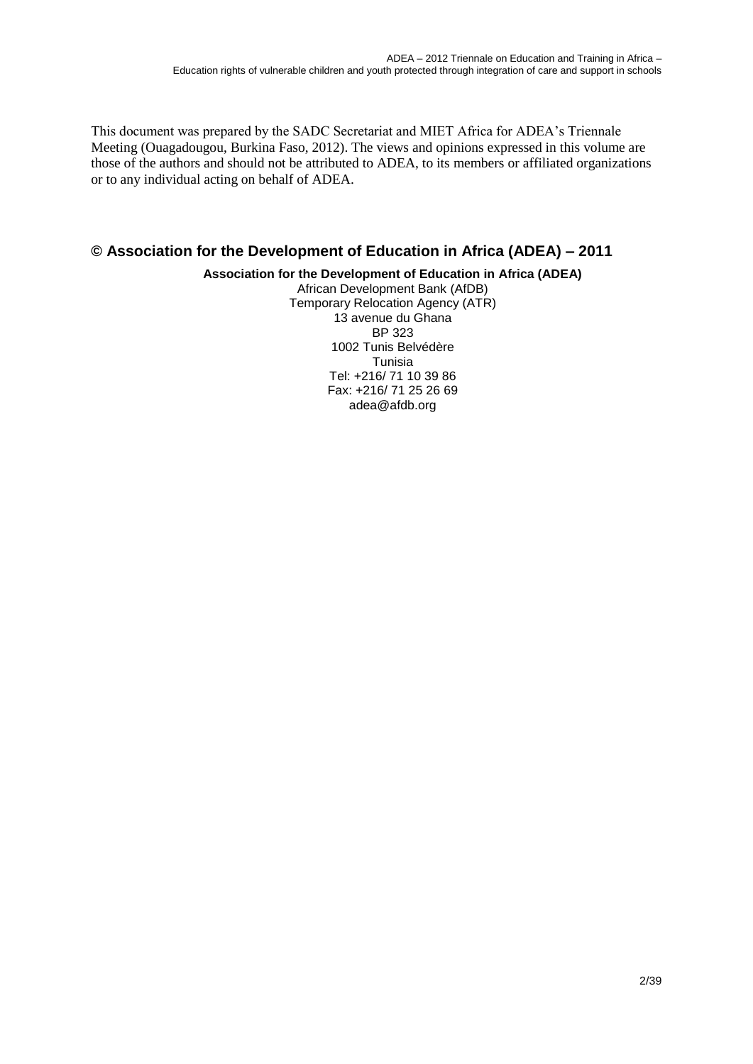This document was prepared by the SADC Secretariat and MIET Africa for ADEA's Triennale Meeting (Ouagadougou, Burkina Faso, 2012). The views and opinions expressed in this volume are those of the authors and should not be attributed to ADEA, to its members or affiliated organizations or to any individual acting on behalf of ADEA.

## © Association for the Development of Education in Africa (ADEA) – 2011

**Association for the Development of Education in Africa (ADEA)**
African Development Bank (AfDB)
Temporary Relocation Agency (ATR)
13 avenue du Ghana
BP 323
1002 Tunis Belvédère
Tunisia
Tel: +216/ 71 10 39 86
Fax: +216/ 71 25 26 69
adea@afdb.org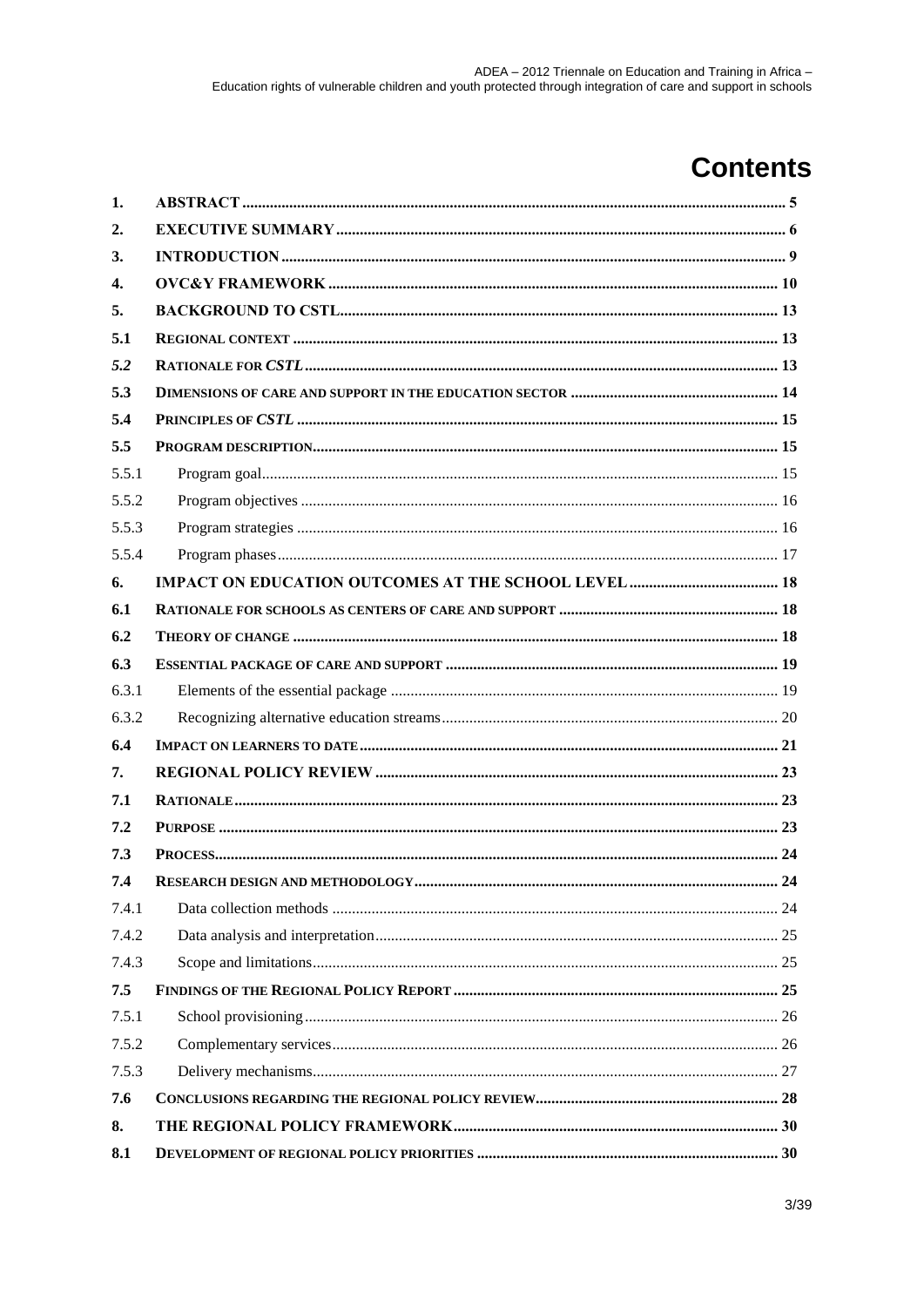# Contents

| | | |
|---|---|---|
| **1.** | **ABSTRACT** | **5** |
| **2.** | **EXECUTIVE SUMMARY** | **6** |
| **3.** | **INTRODUCTION** | **9** |
| **4.** | **OVC&Y FRAMEWORK** | **10** |
| **5.** | **BACKGROUND TO CSTL** | **13** |
| **5.1** | **REGIONAL CONTEXT** | **13** |
| ***5.2*** | **RATIONALE FOR *CSTL*** | **13** |
| **5.3** | **DIMENSIONS OF CARE AND SUPPORT IN THE EDUCATION SECTOR** | **14** |
| **5.4** | **PRINCIPLES OF *CSTL*** | **15** |
| **5.5** | **PROGRAM DESCRIPTION** | **15** |
| 5.5.1 | Program goal | 15 |
| 5.5.2 | Program objectives | 16 |
| 5.5.3 | Program strategies | 16 |
| 5.5.4 | Program phases | 17 |
| **6.** | **IMPACT ON EDUCATION OUTCOMES AT THE SCHOOL LEVEL** | **18** |
| **6.1** | **RATIONALE FOR SCHOOLS AS CENTERS OF CARE AND SUPPORT** | **18** |
| **6.2** | **THEORY OF CHANGE** | **18** |
| **6.3** | **ESSENTIAL PACKAGE OF CARE AND SUPPORT** | **19** |
| 6.3.1 | Elements of the essential package | 19 |
| 6.3.2 | Recognizing alternative education streams | 20 |
| **6.4** | **IMPACT ON LEARNERS TO DATE** | **21** |
| **7.** | **REGIONAL POLICY REVIEW** | **23** |
| **7.1** | **RATIONALE** | **23** |
| **7.2** | **PURPOSE** | **23** |
| **7.3** | **PROCESS** | **24** |
| **7.4** | **RESEARCH DESIGN AND METHODOLOGY** | **24** |
| 7.4.1 | Data collection methods | 24 |
| 7.4.2 | Data analysis and interpretation | 25 |
| 7.4.3 | Scope and limitations | 25 |
| **7.5** | **FINDINGS OF THE REGIONAL POLICY REPORT** | **25** |
| 7.5.1 | School provisioning | 26 |
| 7.5.2 | Complementary services | 26 |
| 7.5.3 | Delivery mechanisms | 27 |
| **7.6** | **CONCLUSIONS REGARDING THE REGIONAL POLICY REVIEW** | **28** |
| **8.** | **THE REGIONAL POLICY FRAMEWORK** | **30** |
| **8.1** | **DEVELOPMENT OF REGIONAL POLICY PRIORITIES** | **30** |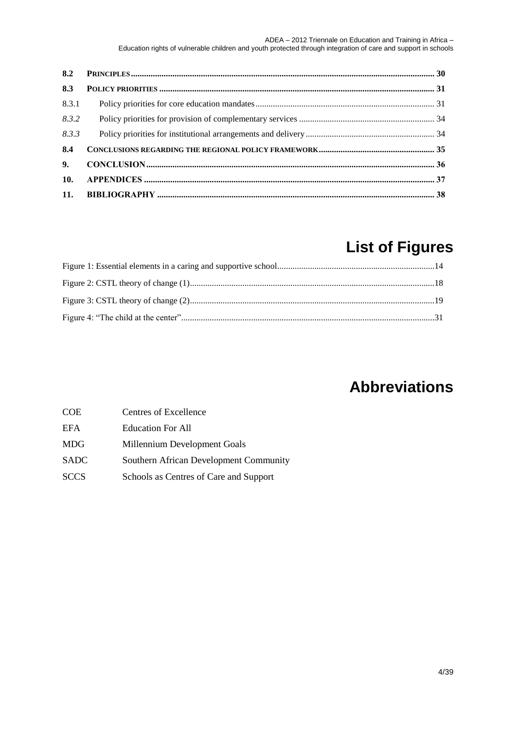| | | |
|---|---|---|
| **8.2** | **PRINCIPLES** | **30** |
| **8.3** | **POLICY PRIORITIES** | **31** |
| 8.3.1 | Policy priorities for core education mandates | 31 |
| *8.3.2* | Policy priorities for provision of complementary services | 34 |
| *8.3.3* | Policy priorities for institutional arrangements and delivery | 34 |
| **8.4** | **CONCLUSIONS REGARDING THE REGIONAL POLICY FRAMEWORK** | **35** |
| **9.** | **CONCLUSION** | **36** |
| **10.** | **APPENDICES** | **37** |
| **11.** | **BIBLIOGRAPHY** | **38** |

# List of Figures

Figure 1: Essential elements in a caring and supportive school ....................14

Figure 2: CSTL theory of change (1) ....................18

Figure 3: CSTL theory of change (2) ....................19

Figure 4: "The child at the center" ....................31

# Abbreviations

| | |
|---|---|
| COE | Centres of Excellence |
| EFA | Education For All |
| MDG | Millennium Development Goals |
| SADC | Southern African Development Community |
| SCCS | Schools as Centres of Care and Support |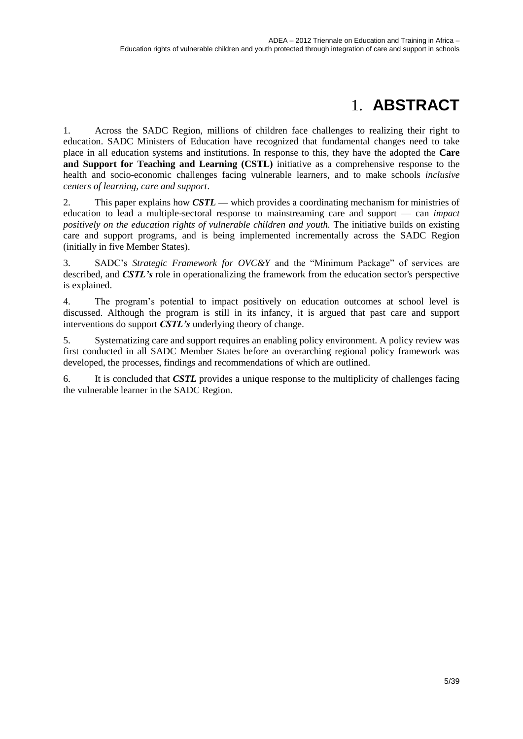# 1. ABSTRACT

1. Across the SADC Region, millions of children face challenges to realizing their right to education. SADC Ministers of Education have recognized that fundamental changes need to take place in all education systems and institutions. In response to this, they have the adopted the **Care and Support for Teaching and Learning (CSTL)** initiative as a comprehensive response to the health and socio-economic challenges facing vulnerable learners, and to make schools *inclusive centers of learning, care and support*.

2. This paper explains how ***CSTL*** — which provides a coordinating mechanism for ministries of education to lead a multiple-sectoral response to mainstreaming care and support — can *impact positively on the education rights of vulnerable children and youth.* The initiative builds on existing care and support programs, and is being implemented incrementally across the SADC Region (initially in five Member States).

3. SADC's *Strategic Framework for OVC&Y* and the "Minimum Package" of services are described, and ***CSTL's*** role in operationalizing the framework from the education sector's perspective is explained.

4. The program's potential to impact positively on education outcomes at school level is discussed. Although the program is still in its infancy, it is argued that past care and support interventions do support ***CSTL's*** underlying theory of change.

5. Systematizing care and support requires an enabling policy environment. A policy review was first conducted in all SADC Member States before an overarching regional policy framework was developed, the processes, findings and recommendations of which are outlined.

6. It is concluded that ***CSTL*** provides a unique response to the multiplicity of challenges facing the vulnerable learner in the SADC Region.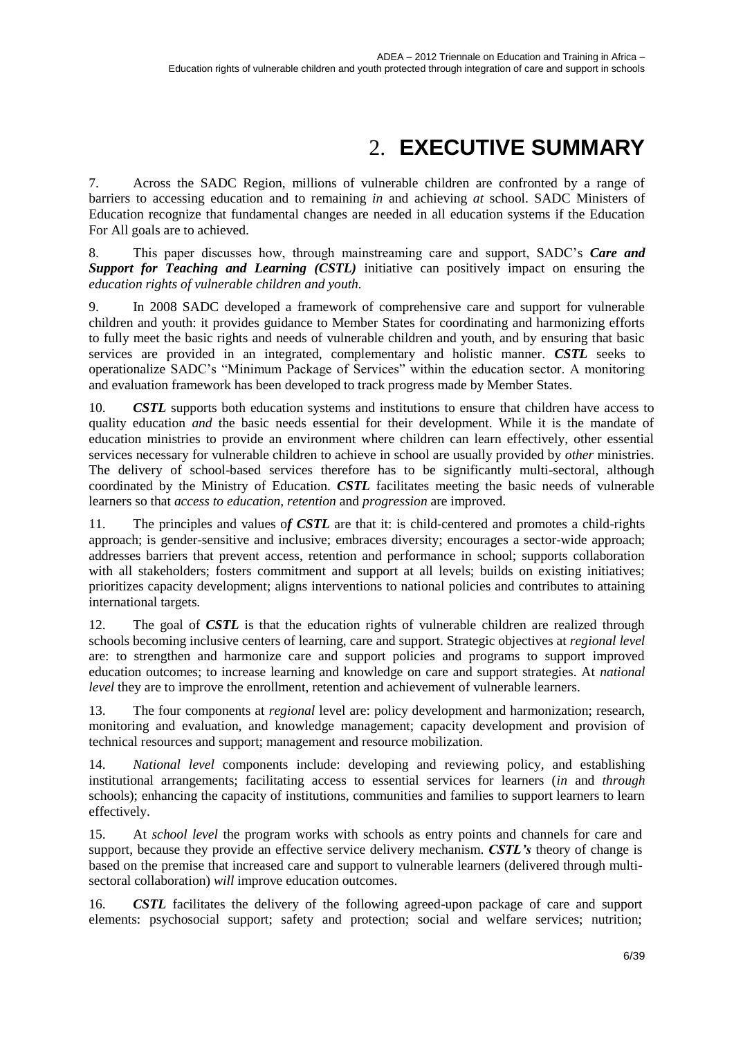# 2. EXECUTIVE SUMMARY

7. Across the SADC Region, millions of vulnerable children are confronted by a range of barriers to accessing education and to remaining *in* and achieving *at* school. SADC Ministers of Education recognize that fundamental changes are needed in all education systems if the Education For All goals are to achieved.

8. This paper discusses how, through mainstreaming care and support, SADC's ***Care and Support for Teaching and Learning (CSTL)*** initiative can positively impact on ensuring the *education rights of vulnerable children and youth.*

9. In 2008 SADC developed a framework of comprehensive care and support for vulnerable children and youth: it provides guidance to Member States for coordinating and harmonizing efforts to fully meet the basic rights and needs of vulnerable children and youth, and by ensuring that basic services are provided in an integrated, complementary and holistic manner. ***CSTL*** seeks to operationalize SADC's "Minimum Package of Services" within the education sector. A monitoring and evaluation framework has been developed to track progress made by Member States.

10. ***CSTL*** supports both education systems and institutions to ensure that children have access to quality education *and* the basic needs essential for their development. While it is the mandate of education ministries to provide an environment where children can learn effectively, other essential services necessary for vulnerable children to achieve in school are usually provided by *other* ministries. The delivery of school-based services therefore has to be significantly multi-sectoral, although coordinated by the Ministry of Education. ***CSTL*** facilitates meeting the basic needs of vulnerable learners so that *access to education, retention* and *progression* are improved.

11. The principles and values o***f CSTL*** are that it: is child-centered and promotes a child-rights approach; is gender-sensitive and inclusive; embraces diversity; encourages a sector-wide approach; addresses barriers that prevent access, retention and performance in school; supports collaboration with all stakeholders; fosters commitment and support at all levels; builds on existing initiatives; prioritizes capacity development; aligns interventions to national policies and contributes to attaining international targets.

12. The goal of ***CSTL*** is that the education rights of vulnerable children are realized through schools becoming inclusive centers of learning, care and support. Strategic objectives at *regional level* are: to strengthen and harmonize care and support policies and programs to support improved education outcomes; to increase learning and knowledge on care and support strategies. At *national level* they are to improve the enrollment, retention and achievement of vulnerable learners.

13. The four components at *regional* level are: policy development and harmonization; research, monitoring and evaluation, and knowledge management; capacity development and provision of technical resources and support; management and resource mobilization.

14. *National level* components include: developing and reviewing policy, and establishing institutional arrangements; facilitating access to essential services for learners (*in* and *through* schools); enhancing the capacity of institutions, communities and families to support learners to learn effectively.

15. At *school level* the program works with schools as entry points and channels for care and support, because they provide an effective service delivery mechanism. ***CSTL's*** theory of change is based on the premise that increased care and support to vulnerable learners (delivered through multi-sectoral collaboration) *will* improve education outcomes.

16. ***CSTL*** facilitates the delivery of the following agreed-upon package of care and support elements: psychosocial support; safety and protection; social and welfare services; nutrition;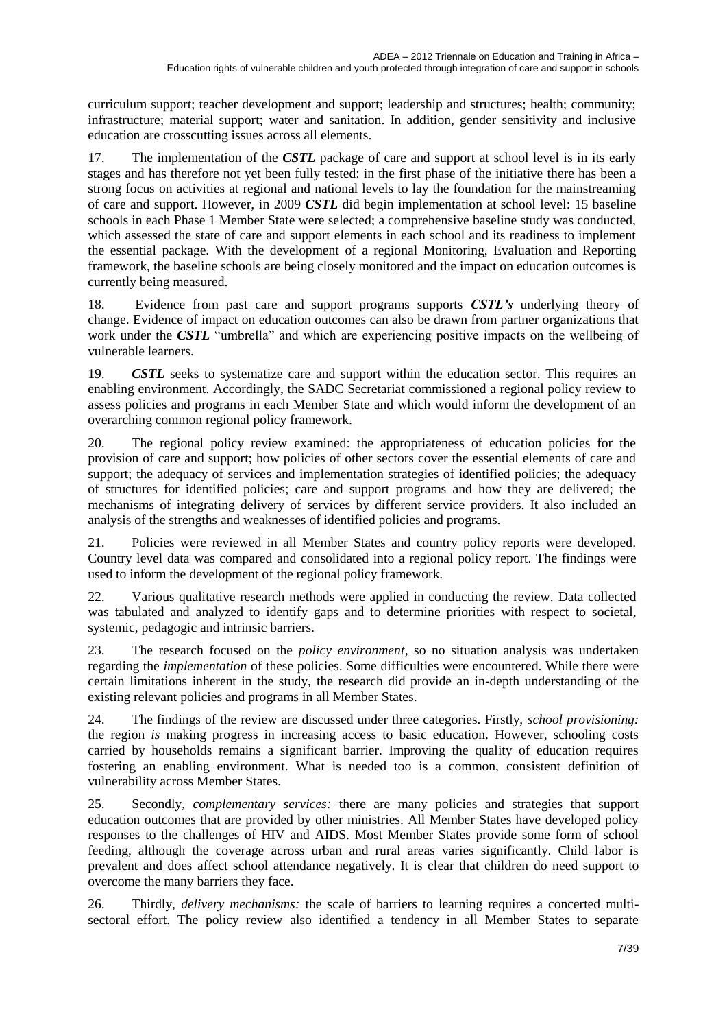curriculum support; teacher development and support; leadership and structures; health; community; infrastructure; material support; water and sanitation. In addition, gender sensitivity and inclusive education are crosscutting issues across all elements.

17. The implementation of the ***CSTL*** package of care and support at school level is in its early stages and has therefore not yet been fully tested: in the first phase of the initiative there has been a strong focus on activities at regional and national levels to lay the foundation for the mainstreaming of care and support. However, in 2009 ***CSTL*** did begin implementation at school level: 15 baseline schools in each Phase 1 Member State were selected; a comprehensive baseline study was conducted, which assessed the state of care and support elements in each school and its readiness to implement the essential package. With the development of a regional Monitoring, Evaluation and Reporting framework, the baseline schools are being closely monitored and the impact on education outcomes is currently being measured.

18. Evidence from past care and support programs supports ***CSTL's*** underlying theory of change. Evidence of impact on education outcomes can also be drawn from partner organizations that work under the ***CSTL*** "umbrella" and which are experiencing positive impacts on the wellbeing of vulnerable learners.

19. ***CSTL*** seeks to systematize care and support within the education sector. This requires an enabling environment. Accordingly, the SADC Secretariat commissioned a regional policy review to assess policies and programs in each Member State and which would inform the development of an overarching common regional policy framework.

20. The regional policy review examined: the appropriateness of education policies for the provision of care and support; how policies of other sectors cover the essential elements of care and support; the adequacy of services and implementation strategies of identified policies; the adequacy of structures for identified policies; care and support programs and how they are delivered; the mechanisms of integrating delivery of services by different service providers. It also included an analysis of the strengths and weaknesses of identified policies and programs.

21. Policies were reviewed in all Member States and country policy reports were developed. Country level data was compared and consolidated into a regional policy report. The findings were used to inform the development of the regional policy framework.

22. Various qualitative research methods were applied in conducting the review. Data collected was tabulated and analyzed to identify gaps and to determine priorities with respect to societal, systemic, pedagogic and intrinsic barriers.

23. The research focused on the *policy environment*, so no situation analysis was undertaken regarding the *implementation* of these policies. Some difficulties were encountered. While there were certain limitations inherent in the study, the research did provide an in-depth understanding of the existing relevant policies and programs in all Member States.

24. The findings of the review are discussed under three categories. Firstly, *school provisioning:* the region *is* making progress in increasing access to basic education. However, schooling costs carried by households remains a significant barrier. Improving the quality of education requires fostering an enabling environment. What is needed too is a common, consistent definition of vulnerability across Member States.

25. Secondly, *complementary services:* there are many policies and strategies that support education outcomes that are provided by other ministries. All Member States have developed policy responses to the challenges of HIV and AIDS. Most Member States provide some form of school feeding, although the coverage across urban and rural areas varies significantly. Child labor is prevalent and does affect school attendance negatively. It is clear that children do need support to overcome the many barriers they face.

26. Thirdly, *delivery mechanisms:* the scale of barriers to learning requires a concerted multi-sectoral effort. The policy review also identified a tendency in all Member States to separate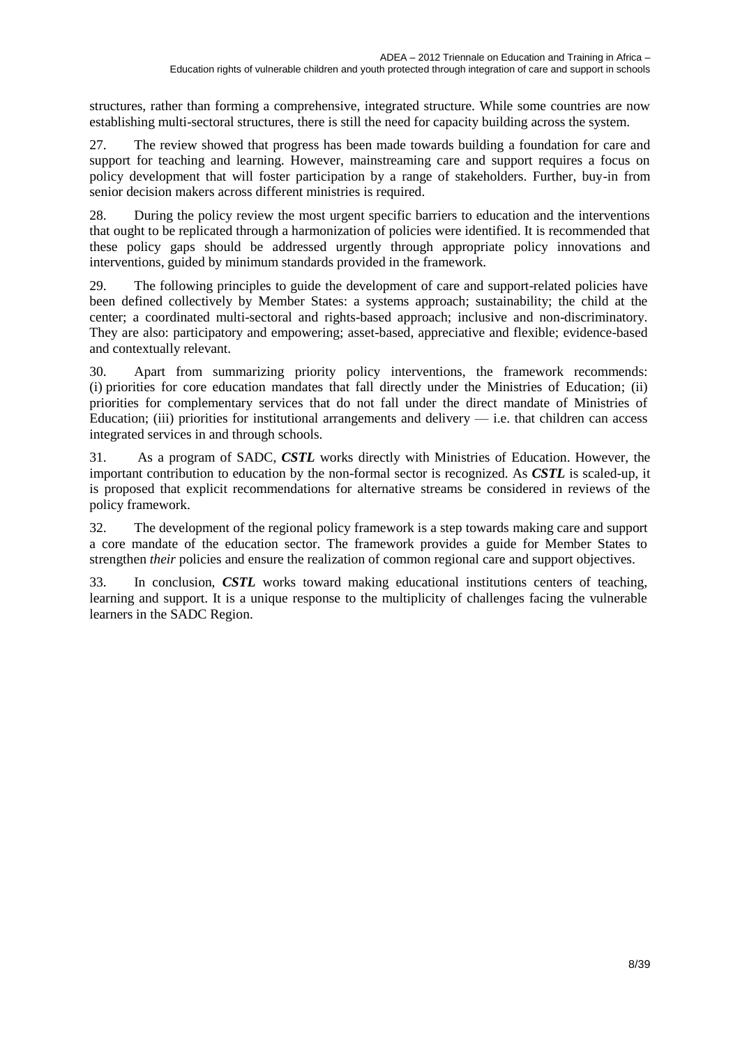structures, rather than forming a comprehensive, integrated structure. While some countries are now establishing multi-sectoral structures, there is still the need for capacity building across the system.

27. The review showed that progress has been made towards building a foundation for care and support for teaching and learning. However, mainstreaming care and support requires a focus on policy development that will foster participation by a range of stakeholders. Further, buy-in from senior decision makers across different ministries is required.

28. During the policy review the most urgent specific barriers to education and the interventions that ought to be replicated through a harmonization of policies were identified. It is recommended that these policy gaps should be addressed urgently through appropriate policy innovations and interventions, guided by minimum standards provided in the framework.

29. The following principles to guide the development of care and support-related policies have been defined collectively by Member States: a systems approach; sustainability; the child at the center; a coordinated multi-sectoral and rights-based approach; inclusive and non-discriminatory. They are also: participatory and empowering; asset-based, appreciative and flexible; evidence-based and contextually relevant.

30. Apart from summarizing priority policy interventions, the framework recommends: (i) priorities for core education mandates that fall directly under the Ministries of Education; (ii) priorities for complementary services that do not fall under the direct mandate of Ministries of Education; (iii) priorities for institutional arrangements and delivery — i.e. that children can access integrated services in and through schools.

31. As a program of SADC, ***CSTL*** works directly with Ministries of Education. However, the important contribution to education by the non-formal sector is recognized. As ***CSTL*** is scaled-up, it is proposed that explicit recommendations for alternative streams be considered in reviews of the policy framework.

32. The development of the regional policy framework is a step towards making care and support a core mandate of the education sector. The framework provides a guide for Member States to strengthen *their* policies and ensure the realization of common regional care and support objectives.

33. In conclusion, ***CSTL*** works toward making educational institutions centers of teaching, learning and support. It is a unique response to the multiplicity of challenges facing the vulnerable learners in the SADC Region.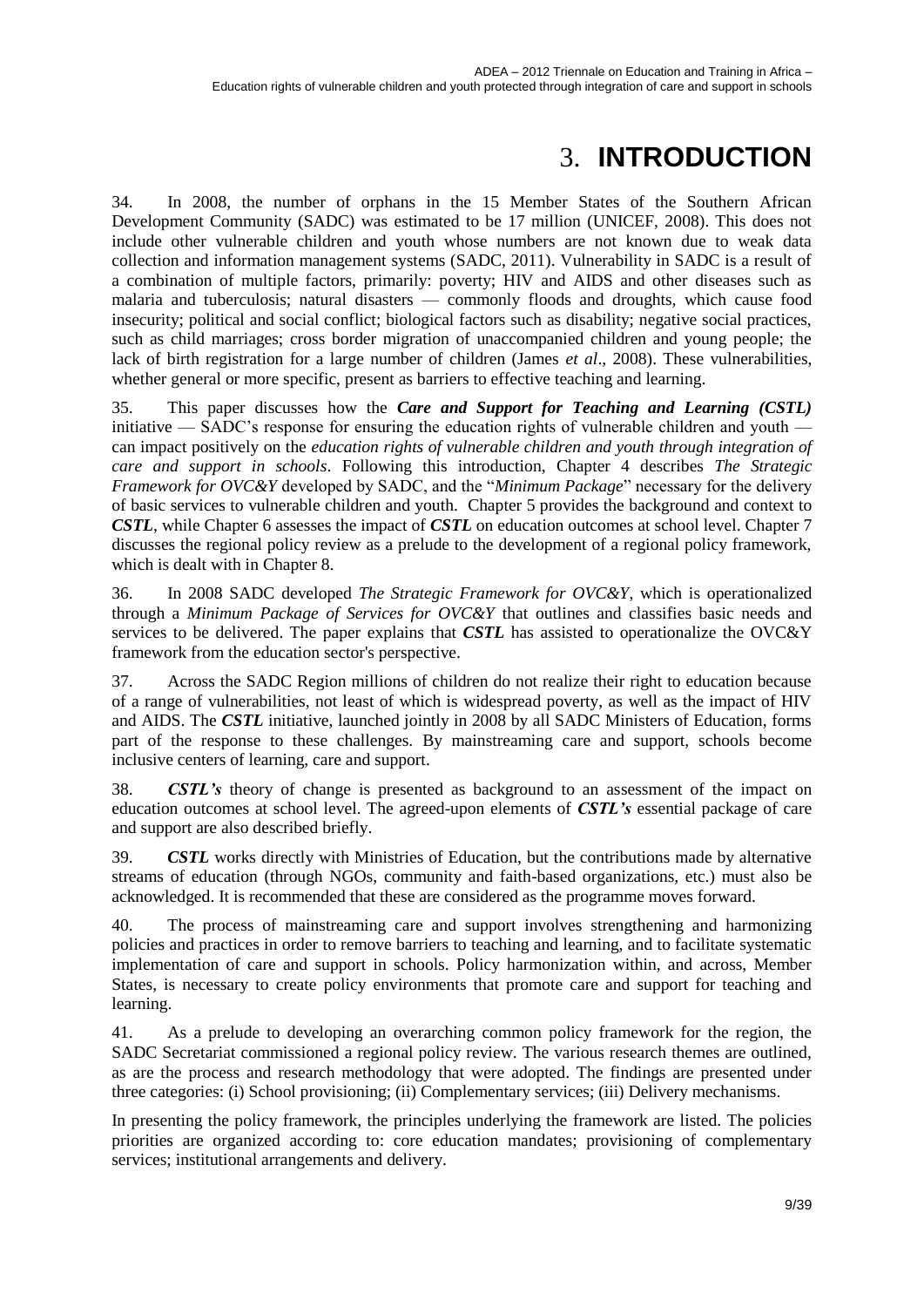# 3. **INTRODUCTION**

34. In 2008, the number of orphans in the 15 Member States of the Southern African Development Community (SADC) was estimated to be 17 million (UNICEF, 2008). This does not include other vulnerable children and youth whose numbers are not known due to weak data collection and information management systems (SADC, 2011). Vulnerability in SADC is a result of a combination of multiple factors, primarily: poverty; HIV and AIDS and other diseases such as malaria and tuberculosis; natural disasters — commonly floods and droughts, which cause food insecurity; political and social conflict; biological factors such as disability; negative social practices, such as child marriages; cross border migration of unaccompanied children and young people; the lack of birth registration for a large number of children (James *et al*., 2008). These vulnerabilities, whether general or more specific, present as barriers to effective teaching and learning.

35. This paper discusses how the ***Care and Support for Teaching and Learning (CSTL)*** initiative — SADC's response for ensuring the education rights of vulnerable children and youth — can impact positively on the *education rights of vulnerable children and youth through integration of care and support in schools*. Following this introduction, Chapter 4 describes *The Strategic Framework for OVC&Y* developed by SADC, and the "*Minimum Package*" necessary for the delivery of basic services to vulnerable children and youth. Chapter 5 provides the background and context to ***CSTL***, while Chapter 6 assesses the impact of ***CSTL*** on education outcomes at school level. Chapter 7 discusses the regional policy review as a prelude to the development of a regional policy framework, which is dealt with in Chapter 8.

36. In 2008 SADC developed *The Strategic Framework for OVC&Y*, which is operationalized through a *Minimum Package of Services for OVC&Y* that outlines and classifies basic needs and services to be delivered. The paper explains that ***CSTL*** has assisted to operationalize the OVC&Y framework from the education sector's perspective.

37. Across the SADC Region millions of children do not realize their right to education because of a range of vulnerabilities, not least of which is widespread poverty, as well as the impact of HIV and AIDS. The ***CSTL*** initiative, launched jointly in 2008 by all SADC Ministers of Education, forms part of the response to these challenges. By mainstreaming care and support, schools become inclusive centers of learning, care and support.

38. ***CSTL's*** theory of change is presented as background to an assessment of the impact on education outcomes at school level. The agreed-upon elements of ***CSTL's*** essential package of care and support are also described briefly.

39. ***CSTL*** works directly with Ministries of Education, but the contributions made by alternative streams of education (through NGOs, community and faith-based organizations, etc.) must also be acknowledged. It is recommended that these are considered as the programme moves forward.

40. The process of mainstreaming care and support involves strengthening and harmonizing policies and practices in order to remove barriers to teaching and learning, and to facilitate systematic implementation of care and support in schools. Policy harmonization within, and across, Member States, is necessary to create policy environments that promote care and support for teaching and learning.

41. As a prelude to developing an overarching common policy framework for the region, the SADC Secretariat commissioned a regional policy review. The various research themes are outlined, as are the process and research methodology that were adopted. The findings are presented under three categories: (i) School provisioning; (ii) Complementary services; (iii) Delivery mechanisms.

In presenting the policy framework, the principles underlying the framework are listed. The policies priorities are organized according to: core education mandates; provisioning of complementary services; institutional arrangements and delivery.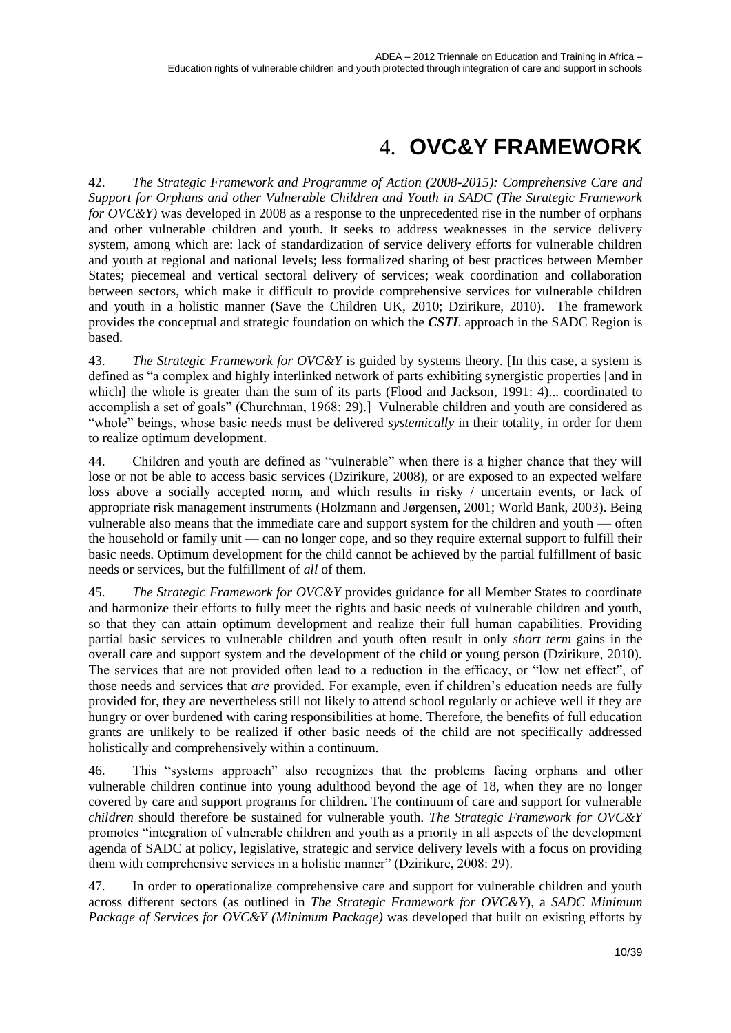# 4. OVC&Y FRAMEWORK

42. *The Strategic Framework and Programme of Action (2008-2015): Comprehensive Care and Support for Orphans and other Vulnerable Children and Youth in SADC (The Strategic Framework for OVC&Y)* was developed in 2008 as a response to the unprecedented rise in the number of orphans and other vulnerable children and youth. It seeks to address weaknesses in the service delivery system, among which are: lack of standardization of service delivery efforts for vulnerable children and youth at regional and national levels; less formalized sharing of best practices between Member States; piecemeal and vertical sectoral delivery of services; weak coordination and collaboration between sectors, which make it difficult to provide comprehensive services for vulnerable children and youth in a holistic manner (Save the Children UK, 2010; Dzirikure, 2010). The framework provides the conceptual and strategic foundation on which the ***CSTL*** approach in the SADC Region is based.

43. *The Strategic Framework for OVC&Y* is guided by systems theory. [In this case, a system is defined as "a complex and highly interlinked network of parts exhibiting synergistic properties [and in which] the whole is greater than the sum of its parts (Flood and Jackson, 1991: 4)... coordinated to accomplish a set of goals" (Churchman, 1968: 29).] Vulnerable children and youth are considered as "whole" beings, whose basic needs must be delivered *systemically* in their totality, in order for them to realize optimum development.

44. Children and youth are defined as "vulnerable" when there is a higher chance that they will lose or not be able to access basic services (Dzirikure, 2008), or are exposed to an expected welfare loss above a socially accepted norm, and which results in risky / uncertain events, or lack of appropriate risk management instruments (Holzmann and Jørgensen, 2001; World Bank, 2003). Being vulnerable also means that the immediate care and support system for the children and youth — often the household or family unit — can no longer cope, and so they require external support to fulfill their basic needs. Optimum development for the child cannot be achieved by the partial fulfillment of basic needs or services, but the fulfillment of *all* of them.

45. *The Strategic Framework for OVC&Y* provides guidance for all Member States to coordinate and harmonize their efforts to fully meet the rights and basic needs of vulnerable children and youth, so that they can attain optimum development and realize their full human capabilities. Providing partial basic services to vulnerable children and youth often result in only *short term* gains in the overall care and support system and the development of the child or young person (Dzirikure, 2010). The services that are not provided often lead to a reduction in the efficacy, or "low net effect", of those needs and services that *are* provided. For example, even if children's education needs are fully provided for, they are nevertheless still not likely to attend school regularly or achieve well if they are hungry or over burdened with caring responsibilities at home. Therefore, the benefits of full education grants are unlikely to be realized if other basic needs of the child are not specifically addressed holistically and comprehensively within a continuum.

46. This "systems approach" also recognizes that the problems facing orphans and other vulnerable children continue into young adulthood beyond the age of 18, when they are no longer covered by care and support programs for children. The continuum of care and support for vulnerable *children* should therefore be sustained for vulnerable youth. *The Strategic Framework for OVC&Y* promotes "integration of vulnerable children and youth as a priority in all aspects of the development agenda of SADC at policy, legislative, strategic and service delivery levels with a focus on providing them with comprehensive services in a holistic manner" (Dzirikure, 2008: 29).

47. In order to operationalize comprehensive care and support for vulnerable children and youth across different sectors (as outlined in *The Strategic Framework for OVC&Y*), a *SADC Minimum Package of Services for OVC&Y (Minimum Package)* was developed that built on existing efforts by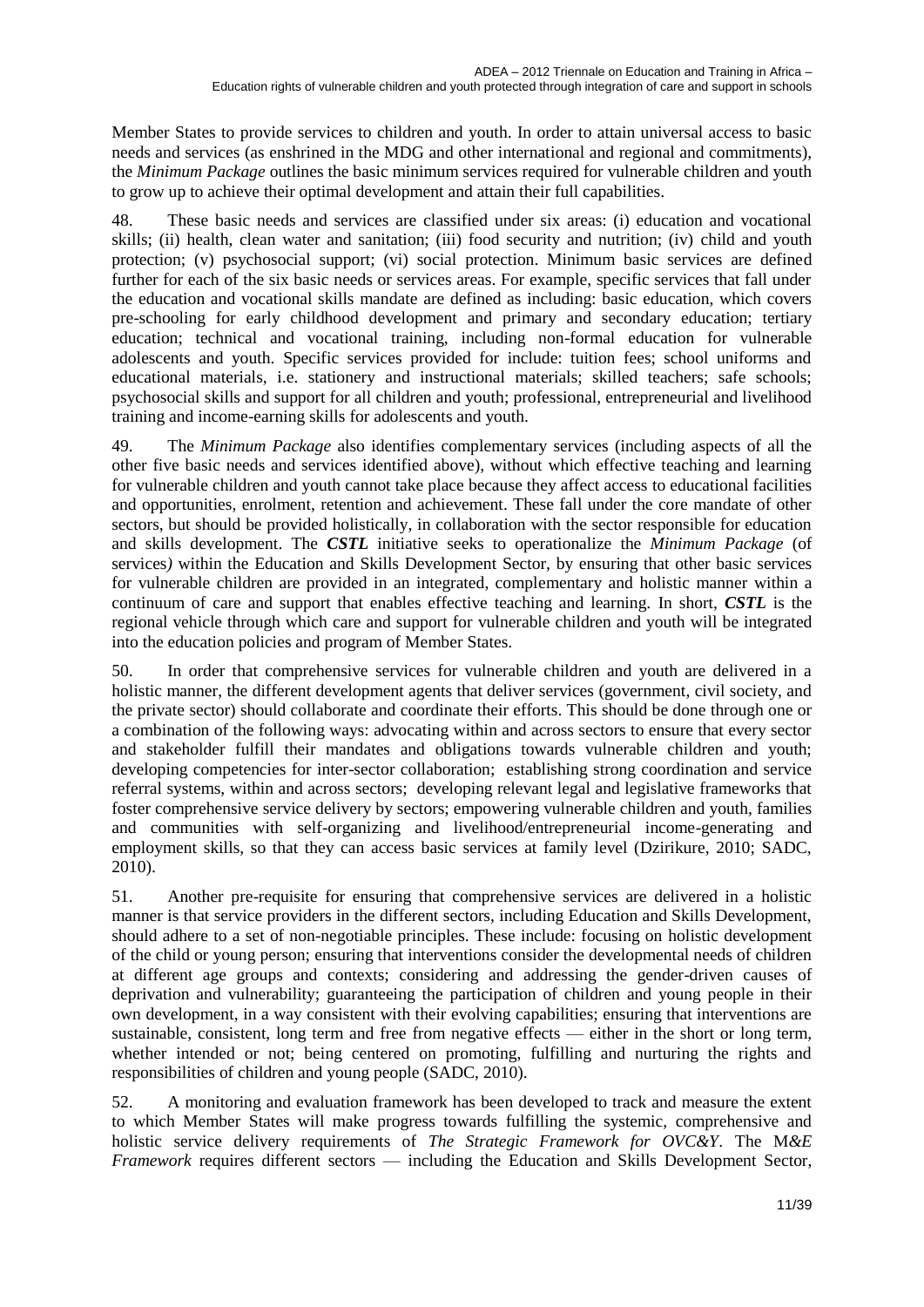Member States to provide services to children and youth. In order to attain universal access to basic needs and services (as enshrined in the MDG and other international and regional and commitments), the *Minimum Package* outlines the basic minimum services required for vulnerable children and youth to grow up to achieve their optimal development and attain their full capabilities.

48. These basic needs and services are classified under six areas: (i) education and vocational skills; (ii) health, clean water and sanitation; (iii) food security and nutrition; (iv) child and youth protection; (v) psychosocial support; (vi) social protection. Minimum basic services are defined further for each of the six basic needs or services areas. For example, specific services that fall under the education and vocational skills mandate are defined as including: basic education, which covers pre-schooling for early childhood development and primary and secondary education; tertiary education; technical and vocational training, including non-formal education for vulnerable adolescents and youth. Specific services provided for include: tuition fees; school uniforms and educational materials, i.e. stationery and instructional materials; skilled teachers; safe schools; psychosocial skills and support for all children and youth; professional, entrepreneurial and livelihood training and income-earning skills for adolescents and youth.

49. The *Minimum Package* also identifies complementary services (including aspects of all the other five basic needs and services identified above), without which effective teaching and learning for vulnerable children and youth cannot take place because they affect access to educational facilities and opportunities, enrolment, retention and achievement. These fall under the core mandate of other sectors, but should be provided holistically, in collaboration with the sector responsible for education and skills development. The ***CSTL*** initiative seeks to operationalize the *Minimum Package* (of services*)* within the Education and Skills Development Sector, by ensuring that other basic services for vulnerable children are provided in an integrated, complementary and holistic manner within a continuum of care and support that enables effective teaching and learning. In short, ***CSTL*** is the regional vehicle through which care and support for vulnerable children and youth will be integrated into the education policies and program of Member States.

50. In order that comprehensive services for vulnerable children and youth are delivered in a holistic manner, the different development agents that deliver services (government, civil society, and the private sector) should collaborate and coordinate their efforts. This should be done through one or a combination of the following ways: advocating within and across sectors to ensure that every sector and stakeholder fulfill their mandates and obligations towards vulnerable children and youth; developing competencies for inter-sector collaboration; establishing strong coordination and service referral systems, within and across sectors; developing relevant legal and legislative frameworks that foster comprehensive service delivery by sectors; empowering vulnerable children and youth, families and communities with self-organizing and livelihood/entrepreneurial income-generating and employment skills, so that they can access basic services at family level (Dzirikure, 2010; SADC, 2010).

51. Another pre-requisite for ensuring that comprehensive services are delivered in a holistic manner is that service providers in the different sectors, including Education and Skills Development, should adhere to a set of non-negotiable principles. These include: focusing on holistic development of the child or young person; ensuring that interventions consider the developmental needs of children at different age groups and contexts; considering and addressing the gender-driven causes of deprivation and vulnerability; guaranteeing the participation of children and young people in their own development, in a way consistent with their evolving capabilities; ensuring that interventions are sustainable, consistent, long term and free from negative effects — either in the short or long term, whether intended or not; being centered on promoting, fulfilling and nurturing the rights and responsibilities of children and young people (SADC, 2010).

52. A monitoring and evaluation framework has been developed to track and measure the extent to which Member States will make progress towards fulfilling the systemic, comprehensive and holistic service delivery requirements of *The Strategic Framework for OVC&Y*. The M*&E Framework* requires different sectors — including the Education and Skills Development Sector,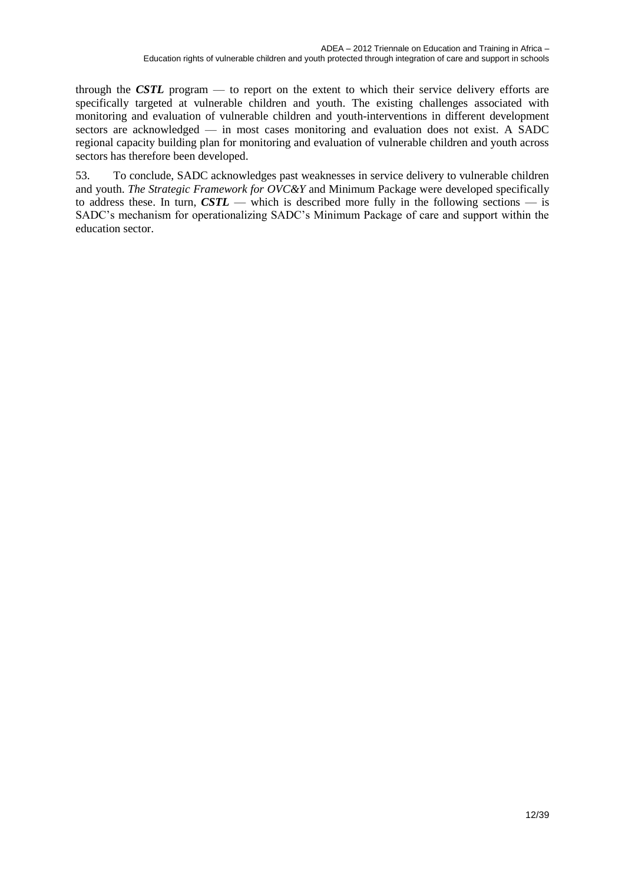through the ***CSTL*** program — to report on the extent to which their service delivery efforts are specifically targeted at vulnerable children and youth. The existing challenges associated with monitoring and evaluation of vulnerable children and youth-interventions in different development sectors are acknowledged — in most cases monitoring and evaluation does not exist. A SADC regional capacity building plan for monitoring and evaluation of vulnerable children and youth across sectors has therefore been developed.

53. To conclude, SADC acknowledges past weaknesses in service delivery to vulnerable children and youth. *The Strategic Framework for OVC&Y* and Minimum Package were developed specifically to address these. In turn, ***CSTL*** — which is described more fully in the following sections — is SADC's mechanism for operationalizing SADC's Minimum Package of care and support within the education sector.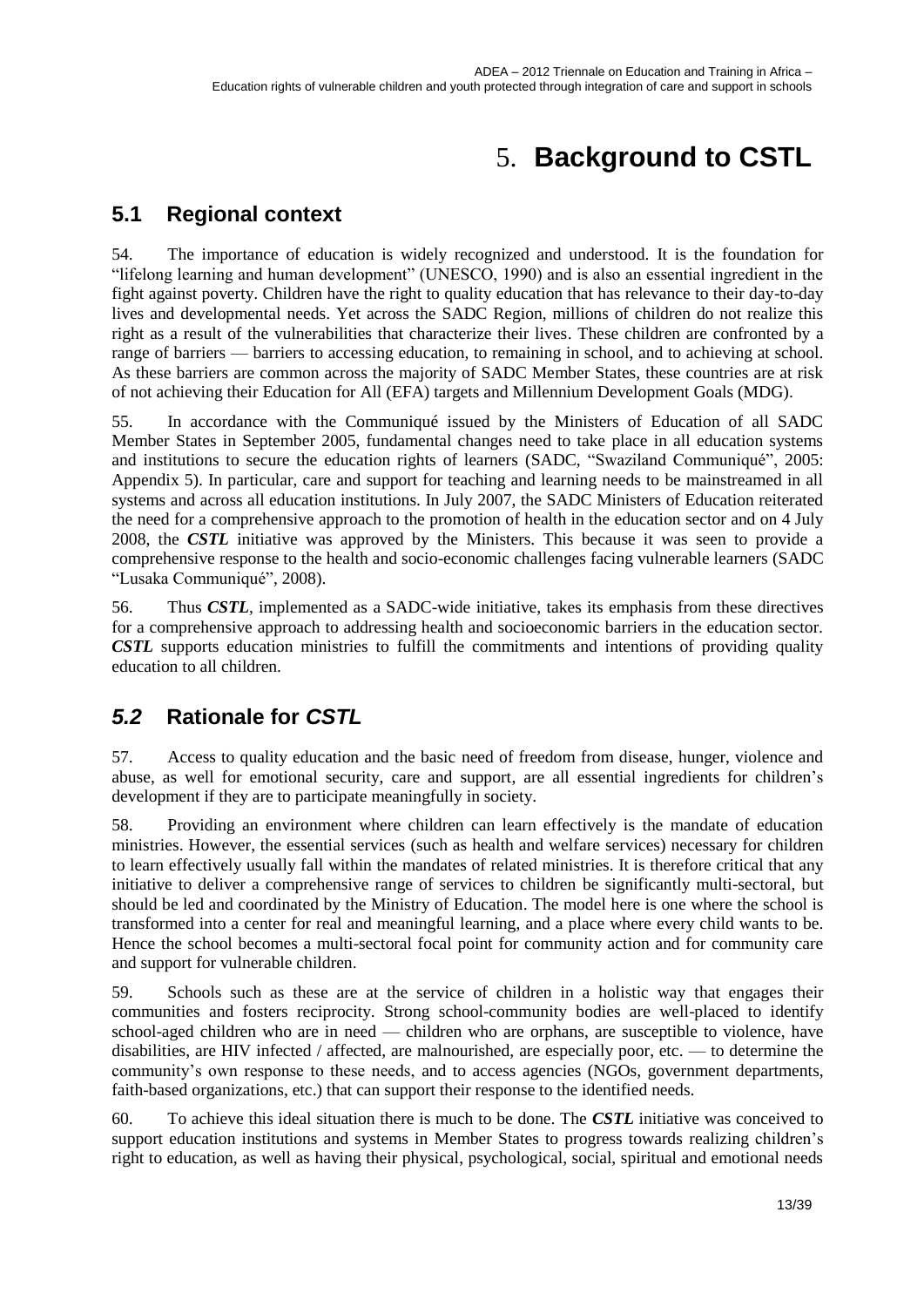# 5. **Background to CSTL**

## 5.1 Regional context

54. The importance of education is widely recognized and understood. It is the foundation for "lifelong learning and human development" (UNESCO, 1990) and is also an essential ingredient in the fight against poverty. Children have the right to quality education that has relevance to their day-to-day lives and developmental needs. Yet across the SADC Region, millions of children do not realize this right as a result of the vulnerabilities that characterize their lives. These children are confronted by a range of barriers — barriers to accessing education, to remaining in school, and to achieving at school. As these barriers are common across the majority of SADC Member States, these countries are at risk of not achieving their Education for All (EFA) targets and Millennium Development Goals (MDG).

55. In accordance with the Communiqué issued by the Ministers of Education of all SADC Member States in September 2005, fundamental changes need to take place in all education systems and institutions to secure the education rights of learners (SADC, "Swaziland Communiqué", 2005: Appendix 5). In particular, care and support for teaching and learning needs to be mainstreamed in all systems and across all education institutions. In July 2007, the SADC Ministers of Education reiterated the need for a comprehensive approach to the promotion of health in the education sector and on 4 July 2008, the ***CSTL*** initiative was approved by the Ministers. This because it was seen to provide a comprehensive response to the health and socio-economic challenges facing vulnerable learners (SADC "Lusaka Communiqué", 2008).

56. Thus ***CSTL***, implemented as a SADC-wide initiative, takes its emphasis from these directives for a comprehensive approach to addressing health and socioeconomic barriers in the education sector. ***CSTL*** supports education ministries to fulfill the commitments and intentions of providing quality education to all children.

## *5.2* Rationale for *CSTL*

57. Access to quality education and the basic need of freedom from disease, hunger, violence and abuse, as well for emotional security, care and support, are all essential ingredients for children's development if they are to participate meaningfully in society.

58. Providing an environment where children can learn effectively is the mandate of education ministries. However, the essential services (such as health and welfare services) necessary for children to learn effectively usually fall within the mandates of related ministries. It is therefore critical that any initiative to deliver a comprehensive range of services to children be significantly multi-sectoral, but should be led and coordinated by the Ministry of Education. The model here is one where the school is transformed into a center for real and meaningful learning, and a place where every child wants to be. Hence the school becomes a multi-sectoral focal point for community action and for community care and support for vulnerable children.

59. Schools such as these are at the service of children in a holistic way that engages their communities and fosters reciprocity. Strong school-community bodies are well-placed to identify school-aged children who are in need — children who are orphans, are susceptible to violence, have disabilities, are HIV infected / affected, are malnourished, are especially poor, etc. — to determine the community's own response to these needs, and to access agencies (NGOs, government departments, faith-based organizations, etc.) that can support their response to the identified needs.

60. To achieve this ideal situation there is much to be done. The ***CSTL*** initiative was conceived to support education institutions and systems in Member States to progress towards realizing children's right to education, as well as having their physical, psychological, social, spiritual and emotional needs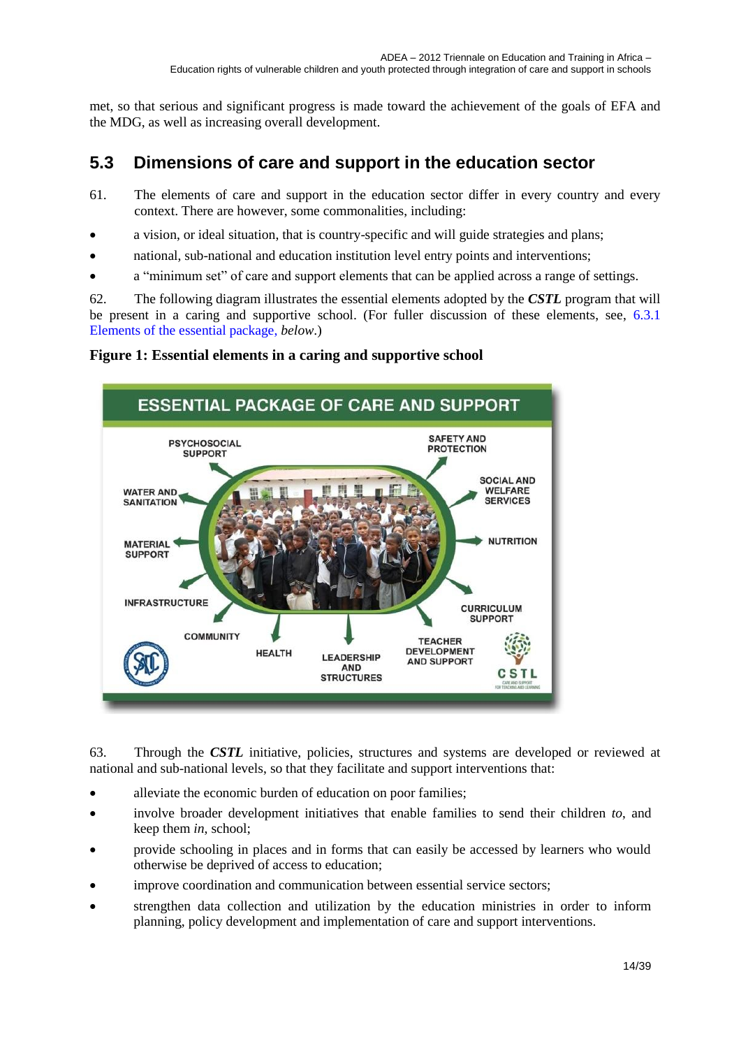met, so that serious and significant progress is made toward the achievement of the goals of EFA and the MDG, as well as increasing overall development.

## 5.3 Dimensions of care and support in the education sector

61. The elements of care and support in the education sector differ in every country and every context. There are however, some commonalities, including:

- a vision, or ideal situation, that is country-specific and will guide strategies and plans;
- national, sub-national and education institution level entry points and interventions;
- a "minimum set" of care and support elements that can be applied across a range of settings.

62. The following diagram illustrates the essential elements adopted by the ***CSTL*** program that will be present in a caring and supportive school. (For fuller discussion of these elements, see, 6.3.1 Elements of the essential package, *below*.)

**Figure 1: Essential elements in a caring and supportive school**

ESSENTIAL PACKAGE OF CARE AND SUPPORT

PSYCHOSOCIAL SUPPORT; SAFETY AND PROTECTION; SOCIAL AND WELFARE SERVICES; NUTRITION; CURRICULUM SUPPORT; TEACHER DEVELOPMENT AND SUPPORT; LEADERSHIP AND STRUCTURES; HEALTH; COMMUNITY; INFRASTRUCTURE; MATERIAL SUPPORT; WATER AND SANITATION

CSTL — CARE AND SUPPORT FOR TEACHING AND LEARNING

63. Through the ***CSTL*** initiative, policies, structures and systems are developed or reviewed at national and sub-national levels, so that they facilitate and support interventions that:

- alleviate the economic burden of education on poor families;
- involve broader development initiatives that enable families to send their children *to*, and keep them *in*, school;
- provide schooling in places and in forms that can easily be accessed by learners who would otherwise be deprived of access to education;
- improve coordination and communication between essential service sectors;
- strengthen data collection and utilization by the education ministries in order to inform planning, policy development and implementation of care and support interventions.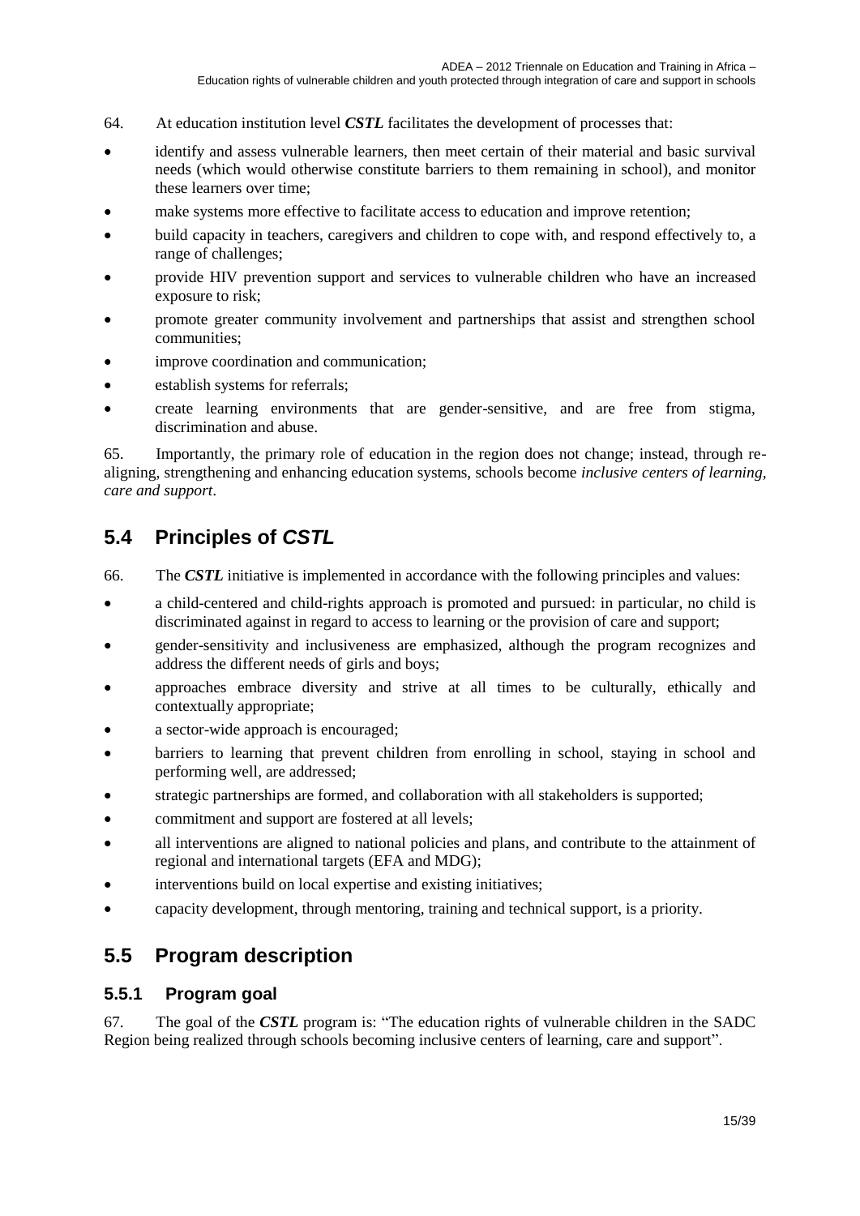64. At education institution level ***CSTL*** facilitates the development of processes that:

- identify and assess vulnerable learners, then meet certain of their material and basic survival needs (which would otherwise constitute barriers to them remaining in school), and monitor these learners over time;
- make systems more effective to facilitate access to education and improve retention;
- build capacity in teachers, caregivers and children to cope with, and respond effectively to, a range of challenges;
- provide HIV prevention support and services to vulnerable children who have an increased exposure to risk;
- promote greater community involvement and partnerships that assist and strengthen school communities;
- improve coordination and communication;
- establish systems for referrals;
- create learning environments that are gender-sensitive, and are free from stigma, discrimination and abuse.

65. Importantly, the primary role of education in the region does not change; instead, through re-aligning, strengthening and enhancing education systems, schools become *inclusive centers of learning, care and support*.

## 5.4 Principles of *CSTL*

66. The ***CSTL*** initiative is implemented in accordance with the following principles and values:

- a child-centered and child-rights approach is promoted and pursued: in particular, no child is discriminated against in regard to access to learning or the provision of care and support;
- gender-sensitivity and inclusiveness are emphasized, although the program recognizes and address the different needs of girls and boys;
- approaches embrace diversity and strive at all times to be culturally, ethically and contextually appropriate;
- a sector-wide approach is encouraged;
- barriers to learning that prevent children from enrolling in school, staying in school and performing well, are addressed;
- strategic partnerships are formed, and collaboration with all stakeholders is supported;
- commitment and support are fostered at all levels;
- all interventions are aligned to national policies and plans, and contribute to the attainment of regional and international targets (EFA and MDG);
- interventions build on local expertise and existing initiatives;
- capacity development, through mentoring, training and technical support, is a priority.

## 5.5 Program description

### 5.5.1 Program goal

67. The goal of the ***CSTL*** program is: "The education rights of vulnerable children in the SADC Region being realized through schools becoming inclusive centers of learning, care and support".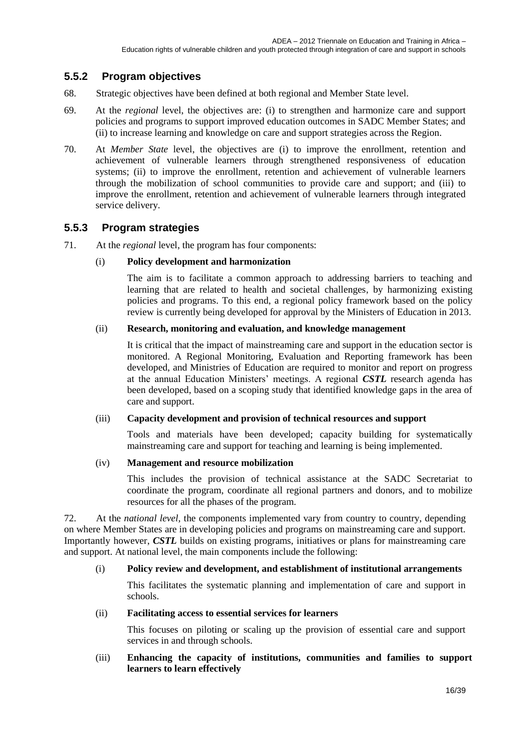### 5.5.2 Program objectives

68. Strategic objectives have been defined at both regional and Member State level.

69. At the *regional* level, the objectives are: (i) to strengthen and harmonize care and support policies and programs to support improved education outcomes in SADC Member States; and (ii) to increase learning and knowledge on care and support strategies across the Region.

70. At *Member State* level, the objectives are (i) to improve the enrollment, retention and achievement of vulnerable learners through strengthened responsiveness of education systems; (ii) to improve the enrollment, retention and achievement of vulnerable learners through the mobilization of school communities to provide care and support; and (iii) to improve the enrollment, retention and achievement of vulnerable learners through integrated service delivery.

### 5.5.3 Program strategies

71. At the *regional* level, the program has four components:

(i) **Policy development and harmonization**

The aim is to facilitate a common approach to addressing barriers to teaching and learning that are related to health and societal challenges, by harmonizing existing policies and programs. To this end, a regional policy framework based on the policy review is currently being developed for approval by the Ministers of Education in 2013.

(ii) **Research, monitoring and evaluation, and knowledge management**

It is critical that the impact of mainstreaming care and support in the education sector is monitored. A Regional Monitoring, Evaluation and Reporting framework has been developed, and Ministries of Education are required to monitor and report on progress at the annual Education Ministers' meetings. A regional ***CSTL*** research agenda has been developed, based on a scoping study that identified knowledge gaps in the area of care and support.

(iii) **Capacity development and provision of technical resources and support**

Tools and materials have been developed; capacity building for systematically mainstreaming care and support for teaching and learning is being implemented.

(iv) **Management and resource mobilization**

This includes the provision of technical assistance at the SADC Secretariat to coordinate the program, coordinate all regional partners and donors, and to mobilize resources for all the phases of the program.

72. At the *national level*, the components implemented vary from country to country, depending on where Member States are in developing policies and programs on mainstreaming care and support. Importantly however, ***CSTL*** builds on existing programs, initiatives or plans for mainstreaming care and support. At national level, the main components include the following:

(i) **Policy review and development, and establishment of institutional arrangements**

This facilitates the systematic planning and implementation of care and support in schools.

(ii) **Facilitating access to essential services for learners**

This focuses on piloting or scaling up the provision of essential care and support services in and through schools.

(iii) **Enhancing the capacity of institutions, communities and families to support learners to learn effectively**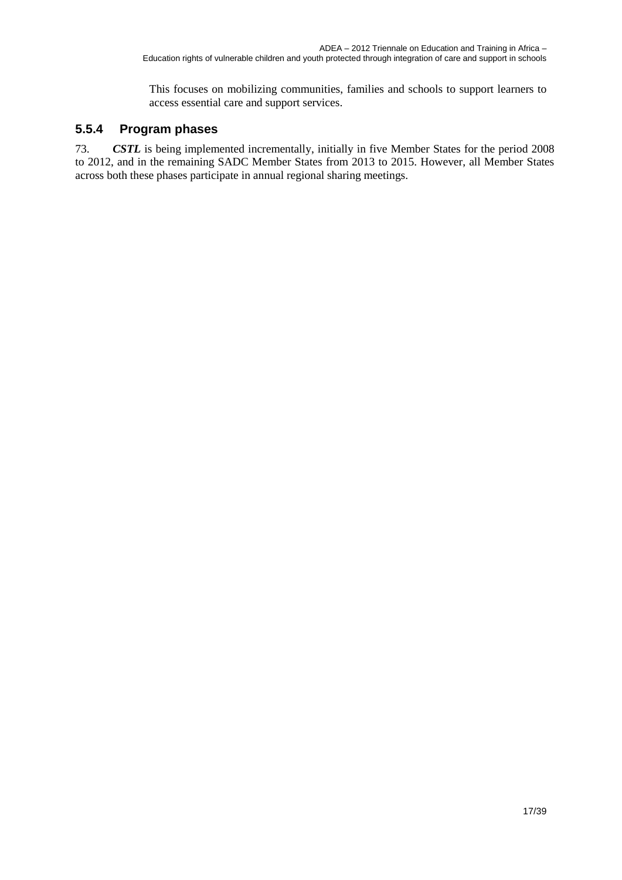This focuses on mobilizing communities, families and schools to support learners to access essential care and support services.

### 5.5.4 Program phases

73. ***CSTL*** is being implemented incrementally, initially in five Member States for the period 2008 to 2012, and in the remaining SADC Member States from 2013 to 2015. However, all Member States across both these phases participate in annual regional sharing meetings.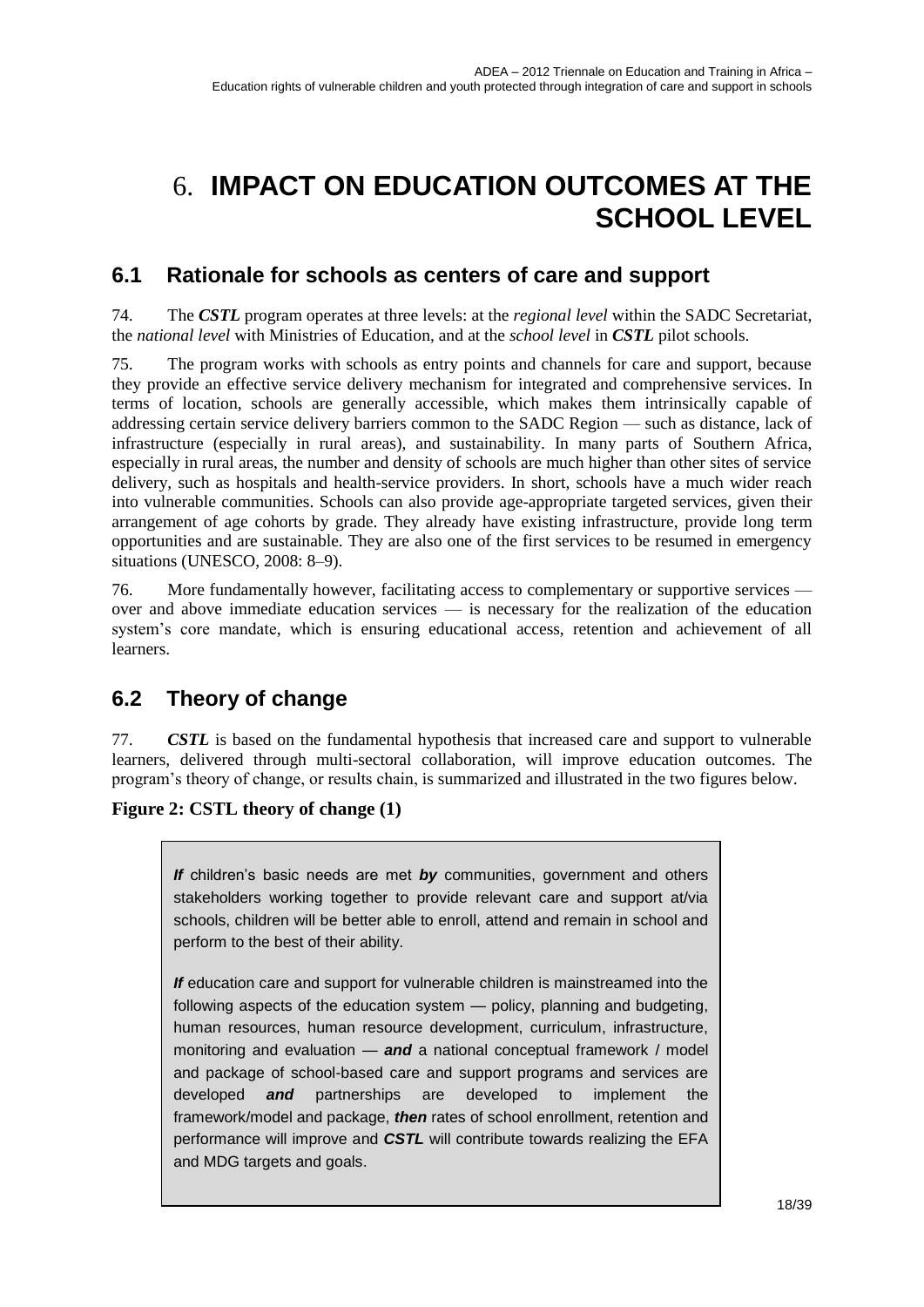# 6. IMPACT ON EDUCATION OUTCOMES AT THE SCHOOL LEVEL

## 6.1 Rationale for schools as centers of care and support

74. The ***CSTL*** program operates at three levels: at the *regional level* within the SADC Secretariat, the *national level* with Ministries of Education, and at the *school level* in ***CSTL*** pilot schools.

75. The program works with schools as entry points and channels for care and support, because they provide an effective service delivery mechanism for integrated and comprehensive services. In terms of location, schools are generally accessible, which makes them intrinsically capable of addressing certain service delivery barriers common to the SADC Region — such as distance, lack of infrastructure (especially in rural areas), and sustainability. In many parts of Southern Africa, especially in rural areas, the number and density of schools are much higher than other sites of service delivery, such as hospitals and health-service providers. In short, schools have a much wider reach into vulnerable communities. Schools can also provide age-appropriate targeted services, given their arrangement of age cohorts by grade. They already have existing infrastructure, provide long term opportunities and are sustainable. They are also one of the first services to be resumed in emergency situations (UNESCO, 2008: 8–9).

76. More fundamentally however, facilitating access to complementary or supportive services — over and above immediate education services — is necessary for the realization of the education system's core mandate, which is ensuring educational access, retention and achievement of all learners.

## 6.2 Theory of change

77. ***CSTL*** is based on the fundamental hypothesis that increased care and support to vulnerable learners, delivered through multi-sectoral collaboration, will improve education outcomes. The program's theory of change, or results chain, is summarized and illustrated in the two figures below.

**Figure 2: CSTL theory of change (1)**

> ***If*** children's basic needs are met ***by*** communities, government and others stakeholders working together to provide relevant care and support at/via schools, children will be better able to enroll, attend and remain in school and perform to the best of their ability.
>
> ***If*** education care and support for vulnerable children is mainstreamed into the following aspects of the education system — policy, planning and budgeting, human resources, human resource development, curriculum, infrastructure, monitoring and evaluation — ***and*** a national conceptual framework / model and package of school-based care and support programs and services are developed ***and*** partnerships are developed to implement the framework/model and package, ***then*** rates of school enrollment, retention and performance will improve and ***CSTL*** will contribute towards realizing the EFA and MDG targets and goals.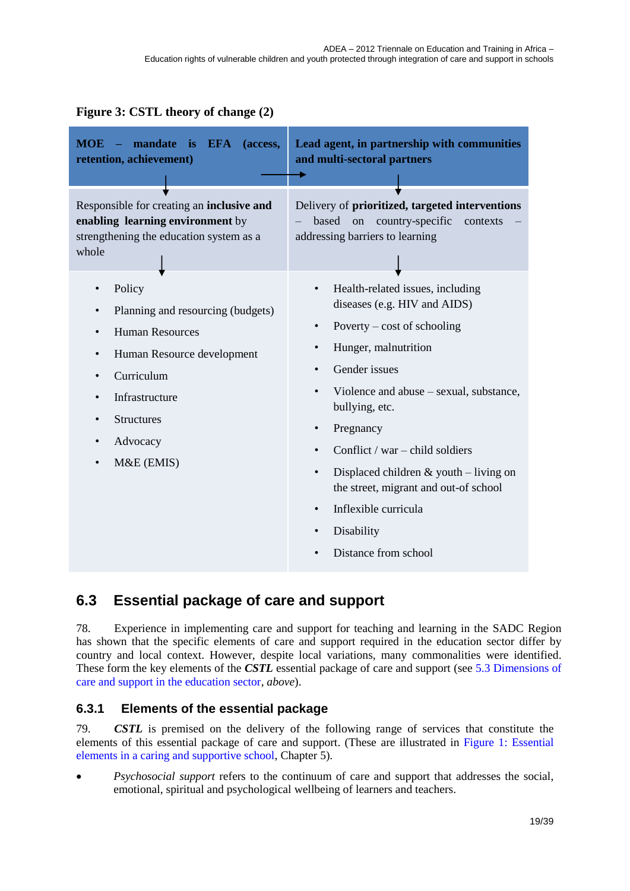**Figure 3: CSTL theory of change (2)**

| **MOE – mandate is EFA (access, retention, achievement)** | **Lead agent, in partnership with communities and multi-sectoral partners** |
|---|---|
| Responsible for creating an **inclusive and enabling learning environment** by strengthening the education system as a whole | Delivery of **prioritized, targeted interventions** – based on country-specific contexts – addressing barriers to learning |
| • Policy<br>• Planning and resourcing (budgets)<br>• Human Resources<br>• Human Resource development<br>• Curriculum<br>• Infrastructure<br>• Structures<br>• Advocacy<br>• M&E (EMIS) | • Health-related issues, including diseases (e.g. HIV and AIDS)<br>• Poverty – cost of schooling<br>• Hunger, malnutrition<br>• Gender issues<br>• Violence and abuse – sexual, substance, bullying, etc.<br>• Pregnancy<br>• Conflict / war – child soldiers<br>• Displaced children & youth – living on the street, migrant and out-of school<br>• Inflexible curricula<br>• Disability<br>• Distance from school |

## 6.3 Essential package of care and support

78. Experience in implementing care and support for teaching and learning in the SADC Region has shown that the specific elements of care and support required in the education sector differ by country and local context. However, despite local variations, many commonalities were identified. These form the key elements of the ***CSTL*** essential package of care and support (see 5.3 Dimensions of care and support in the education sector, *above*).

### 6.3.1 Elements of the essential package

79. ***CSTL*** is premised on the delivery of the following range of services that constitute the elements of this essential package of care and support. (These are illustrated in Figure 1: Essential elements in a caring and supportive school, Chapter 5).

- *Psychosocial support* refers to the continuum of care and support that addresses the social, emotional, spiritual and psychological wellbeing of learners and teachers.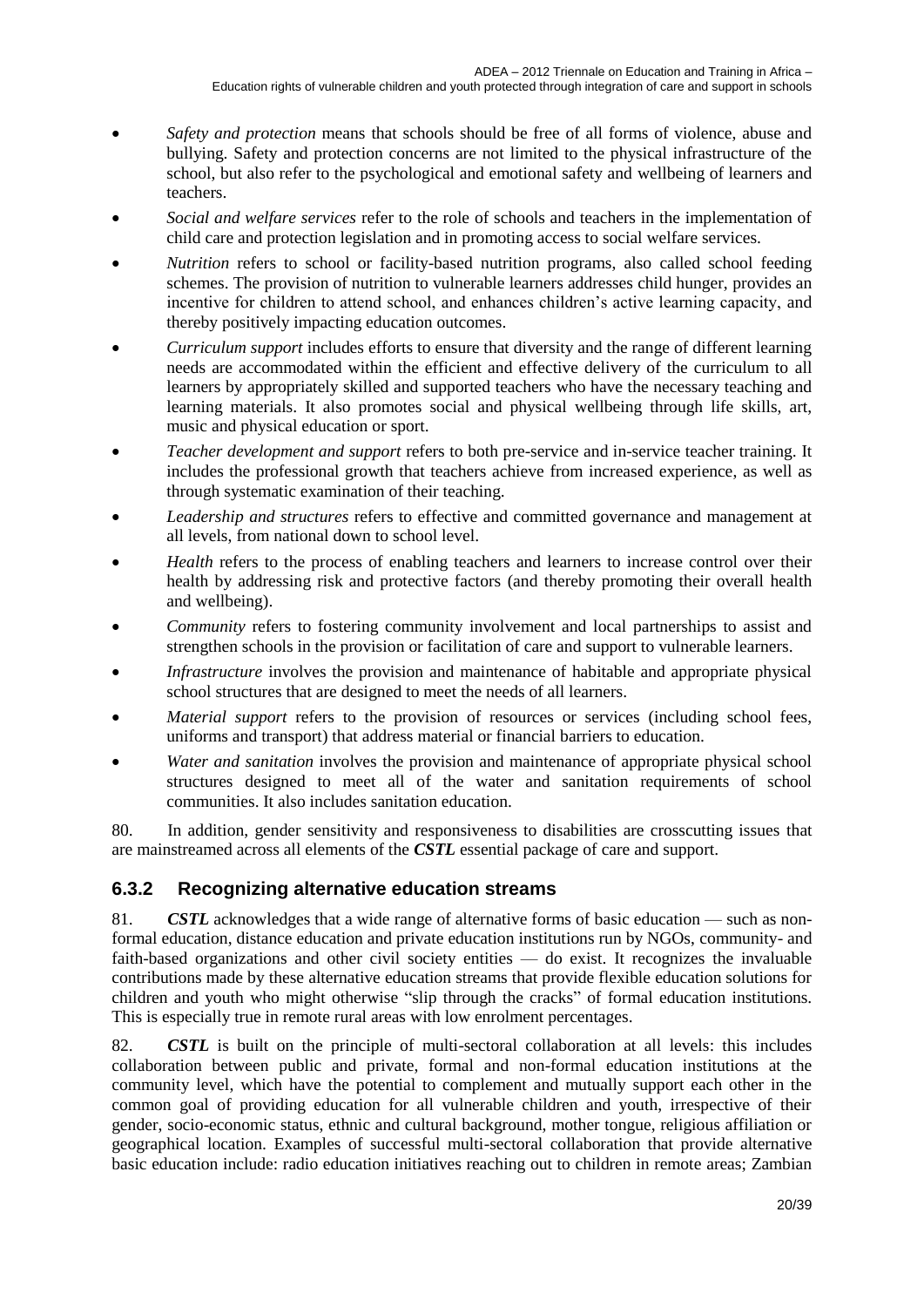- *Safety and protection* means that schools should be free of all forms of violence, abuse and bullying. Safety and protection concerns are not limited to the physical infrastructure of the school, but also refer to the psychological and emotional safety and wellbeing of learners and teachers.
- *Social and welfare services* refer to the role of schools and teachers in the implementation of child care and protection legislation and in promoting access to social welfare services.
- *Nutrition* refers to school or facility-based nutrition programs, also called school feeding schemes. The provision of nutrition to vulnerable learners addresses child hunger, provides an incentive for children to attend school, and enhances children's active learning capacity, and thereby positively impacting education outcomes.
- *Curriculum support* includes efforts to ensure that diversity and the range of different learning needs are accommodated within the efficient and effective delivery of the curriculum to all learners by appropriately skilled and supported teachers who have the necessary teaching and learning materials. It also promotes social and physical wellbeing through life skills, art, music and physical education or sport.
- *Teacher development and support* refers to both pre-service and in-service teacher training. It includes the professional growth that teachers achieve from increased experience, as well as through systematic examination of their teaching.
- *Leadership and structures* refers to effective and committed governance and management at all levels, from national down to school level.
- *Health* refers to the process of enabling teachers and learners to increase control over their health by addressing risk and protective factors (and thereby promoting their overall health and wellbeing).
- *Community* refers to fostering community involvement and local partnerships to assist and strengthen schools in the provision or facilitation of care and support to vulnerable learners.
- *Infrastructure* involves the provision and maintenance of habitable and appropriate physical school structures that are designed to meet the needs of all learners.
- *Material support* refers to the provision of resources or services (including school fees, uniforms and transport) that address material or financial barriers to education.
- *Water and sanitation* involves the provision and maintenance of appropriate physical school structures designed to meet all of the water and sanitation requirements of school communities. It also includes sanitation education.

80. In addition, gender sensitivity and responsiveness to disabilities are crosscutting issues that are mainstreamed across all elements of the ***CSTL*** essential package of care and support.

### 6.3.2 Recognizing alternative education streams

81. ***CSTL*** acknowledges that a wide range of alternative forms of basic education — such as non-formal education, distance education and private education institutions run by NGOs, community- and faith-based organizations and other civil society entities — do exist. It recognizes the invaluable contributions made by these alternative education streams that provide flexible education solutions for children and youth who might otherwise "slip through the cracks" of formal education institutions. This is especially true in remote rural areas with low enrolment percentages.

82. ***CSTL*** is built on the principle of multi-sectoral collaboration at all levels: this includes collaboration between public and private, formal and non-formal education institutions at the community level, which have the potential to complement and mutually support each other in the common goal of providing education for all vulnerable children and youth, irrespective of their gender, socio-economic status, ethnic and cultural background, mother tongue, religious affiliation or geographical location. Examples of successful multi-sectoral collaboration that provide alternative basic education include: radio education initiatives reaching out to children in remote areas; Zambian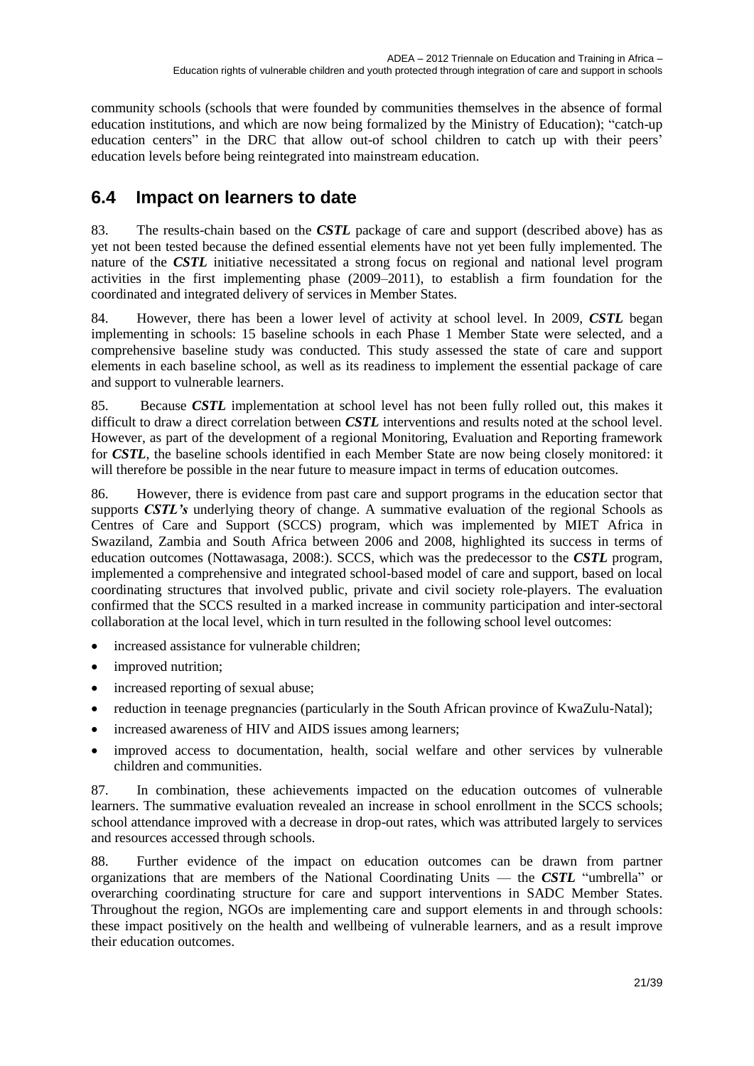community schools (schools that were founded by communities themselves in the absence of formal education institutions, and which are now being formalized by the Ministry of Education); "catch-up education centers" in the DRC that allow out-of school children to catch up with their peers' education levels before being reintegrated into mainstream education.

## 6.4 Impact on learners to date

83. The results-chain based on the ***CSTL*** package of care and support (described above) has as yet not been tested because the defined essential elements have not yet been fully implemented. The nature of the ***CSTL*** initiative necessitated a strong focus on regional and national level program activities in the first implementing phase (2009–2011), to establish a firm foundation for the coordinated and integrated delivery of services in Member States.

84. However, there has been a lower level of activity at school level. In 2009, ***CSTL*** began implementing in schools: 15 baseline schools in each Phase 1 Member State were selected, and a comprehensive baseline study was conducted. This study assessed the state of care and support elements in each baseline school, as well as its readiness to implement the essential package of care and support to vulnerable learners.

85. Because ***CSTL*** implementation at school level has not been fully rolled out, this makes it difficult to draw a direct correlation between ***CSTL*** interventions and results noted at the school level. However, as part of the development of a regional Monitoring, Evaluation and Reporting framework for ***CSTL***, the baseline schools identified in each Member State are now being closely monitored: it will therefore be possible in the near future to measure impact in terms of education outcomes.

86. However, there is evidence from past care and support programs in the education sector that supports ***CSTL's*** underlying theory of change. A summative evaluation of the regional Schools as Centres of Care and Support (SCCS) program, which was implemented by MIET Africa in Swaziland, Zambia and South Africa between 2006 and 2008, highlighted its success in terms of education outcomes (Nottawasaga, 2008:). SCCS, which was the predecessor to the ***CSTL*** program, implemented a comprehensive and integrated school-based model of care and support, based on local coordinating structures that involved public, private and civil society role-players. The evaluation confirmed that the SCCS resulted in a marked increase in community participation and inter-sectoral collaboration at the local level, which in turn resulted in the following school level outcomes:

- increased assistance for vulnerable children;
- improved nutrition;
- increased reporting of sexual abuse;
- reduction in teenage pregnancies (particularly in the South African province of KwaZulu-Natal);
- increased awareness of HIV and AIDS issues among learners;
- improved access to documentation, health, social welfare and other services by vulnerable children and communities.

87. In combination, these achievements impacted on the education outcomes of vulnerable learners. The summative evaluation revealed an increase in school enrollment in the SCCS schools; school attendance improved with a decrease in drop-out rates, which was attributed largely to services and resources accessed through schools.

88. Further evidence of the impact on education outcomes can be drawn from partner organizations that are members of the National Coordinating Units — the ***CSTL*** "umbrella" or overarching coordinating structure for care and support interventions in SADC Member States. Throughout the region, NGOs are implementing care and support elements in and through schools: these impact positively on the health and wellbeing of vulnerable learners, and as a result improve their education outcomes.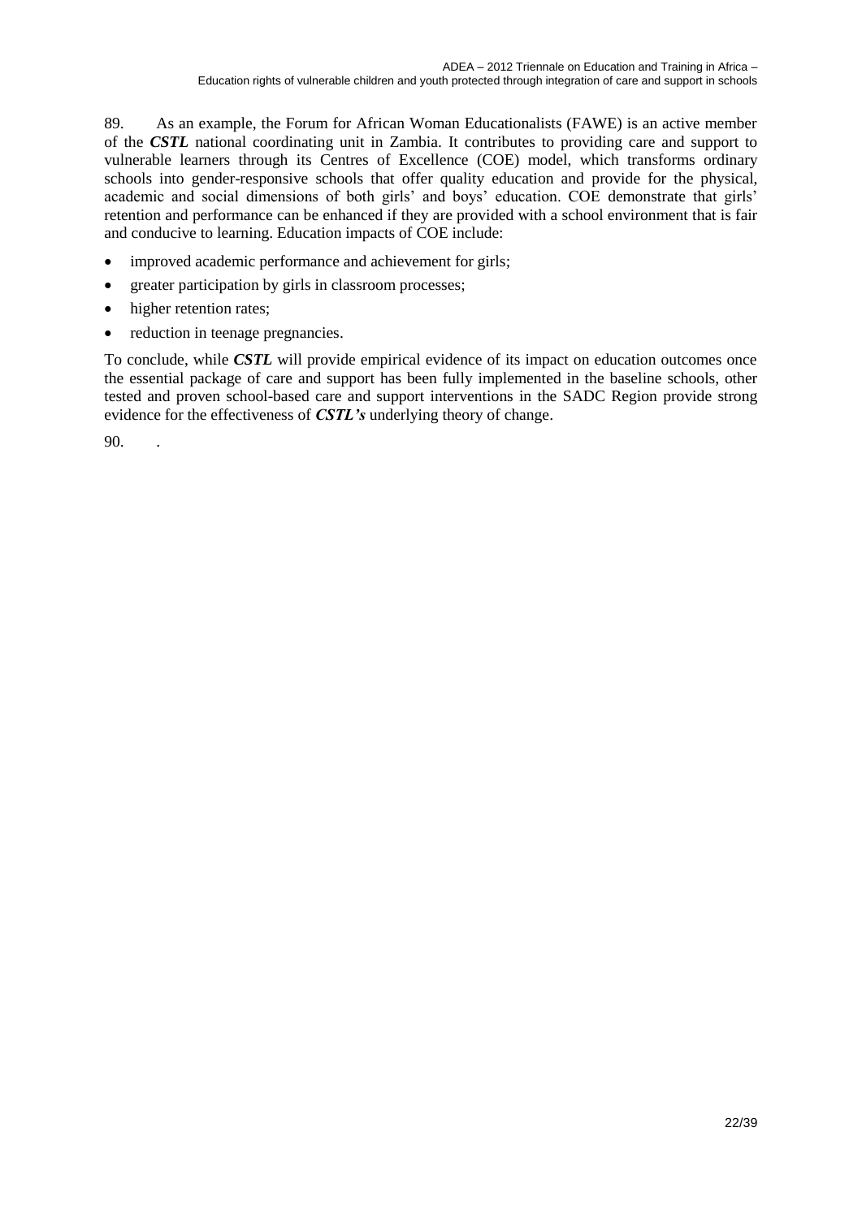89. As an example, the Forum for African Woman Educationalists (FAWE) is an active member of the ***CSTL*** national coordinating unit in Zambia. It contributes to providing care and support to vulnerable learners through its Centres of Excellence (COE) model, which transforms ordinary schools into gender-responsive schools that offer quality education and provide for the physical, academic and social dimensions of both girls' and boys' education. COE demonstrate that girls' retention and performance can be enhanced if they are provided with a school environment that is fair and conducive to learning. Education impacts of COE include:

- improved academic performance and achievement for girls;
- greater participation by girls in classroom processes;
- higher retention rates;
- reduction in teenage pregnancies.

To conclude, while ***CSTL*** will provide empirical evidence of its impact on education outcomes once the essential package of care and support has been fully implemented in the baseline schools, other tested and proven school-based care and support interventions in the SADC Region provide strong evidence for the effectiveness of ***CSTL's*** underlying theory of change.

90. .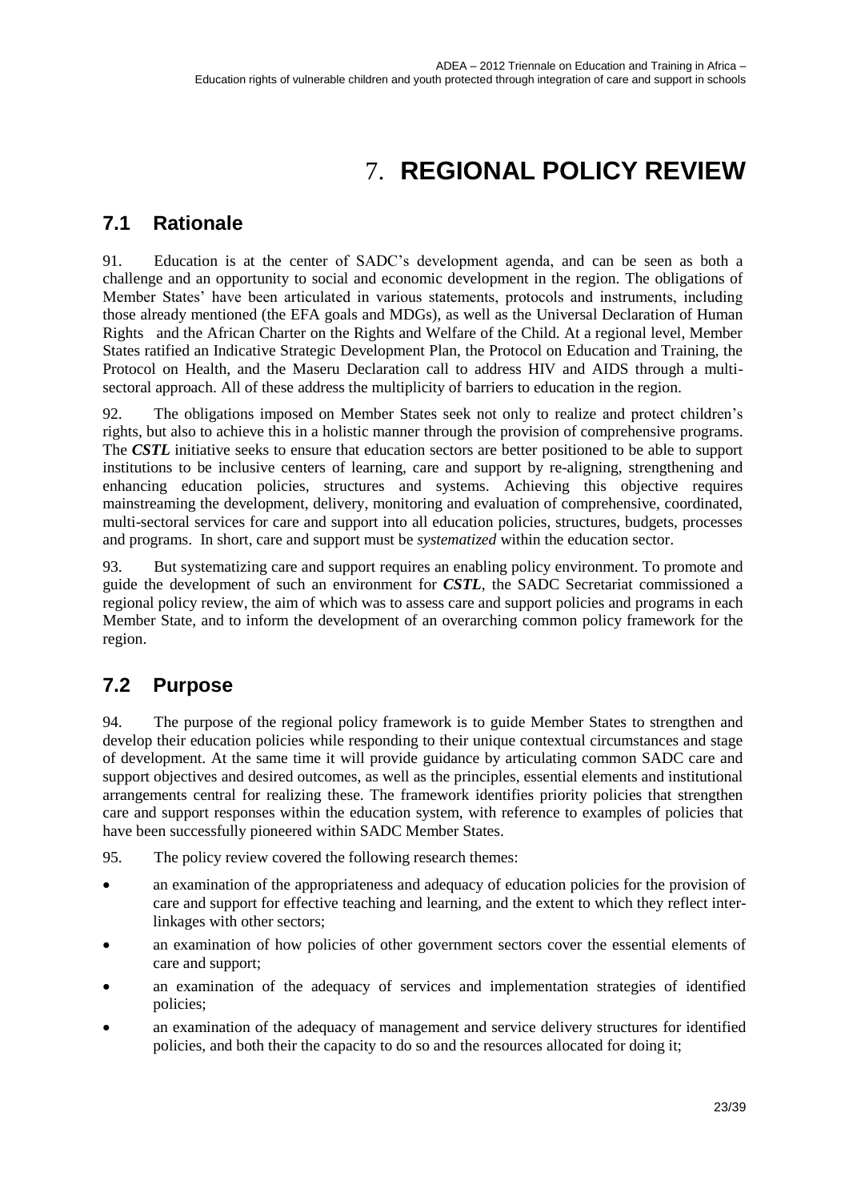# 7. REGIONAL POLICY REVIEW

## 7.1 Rationale

91. Education is at the center of SADC's development agenda, and can be seen as both a challenge and an opportunity to social and economic development in the region. The obligations of Member States' have been articulated in various statements, protocols and instruments, including those already mentioned (the EFA goals and MDGs), as well as the Universal Declaration of Human Rights and the African Charter on the Rights and Welfare of the Child. At a regional level, Member States ratified an Indicative Strategic Development Plan, the Protocol on Education and Training, the Protocol on Health, and the Maseru Declaration call to address HIV and AIDS through a multi-sectoral approach. All of these address the multiplicity of barriers to education in the region.

92. The obligations imposed on Member States seek not only to realize and protect children's rights, but also to achieve this in a holistic manner through the provision of comprehensive programs. The ***CSTL*** initiative seeks to ensure that education sectors are better positioned to be able to support institutions to be inclusive centers of learning, care and support by re-aligning, strengthening and enhancing education policies, structures and systems. Achieving this objective requires mainstreaming the development, delivery, monitoring and evaluation of comprehensive, coordinated, multi-sectoral services for care and support into all education policies, structures, budgets, processes and programs. In short, care and support must be *systematized* within the education sector.

93. But systematizing care and support requires an enabling policy environment. To promote and guide the development of such an environment for ***CSTL***, the SADC Secretariat commissioned a regional policy review, the aim of which was to assess care and support policies and programs in each Member State, and to inform the development of an overarching common policy framework for the region.

## 7.2 Purpose

94. The purpose of the regional policy framework is to guide Member States to strengthen and develop their education policies while responding to their unique contextual circumstances and stage of development. At the same time it will provide guidance by articulating common SADC care and support objectives and desired outcomes, as well as the principles, essential elements and institutional arrangements central for realizing these. The framework identifies priority policies that strengthen care and support responses within the education system, with reference to examples of policies that have been successfully pioneered within SADC Member States.

95. The policy review covered the following research themes:

- an examination of the appropriateness and adequacy of education policies for the provision of care and support for effective teaching and learning, and the extent to which they reflect inter-linkages with other sectors;
- an examination of how policies of other government sectors cover the essential elements of care and support;
- an examination of the adequacy of services and implementation strategies of identified policies;
- an examination of the adequacy of management and service delivery structures for identified policies, and both their the capacity to do so and the resources allocated for doing it;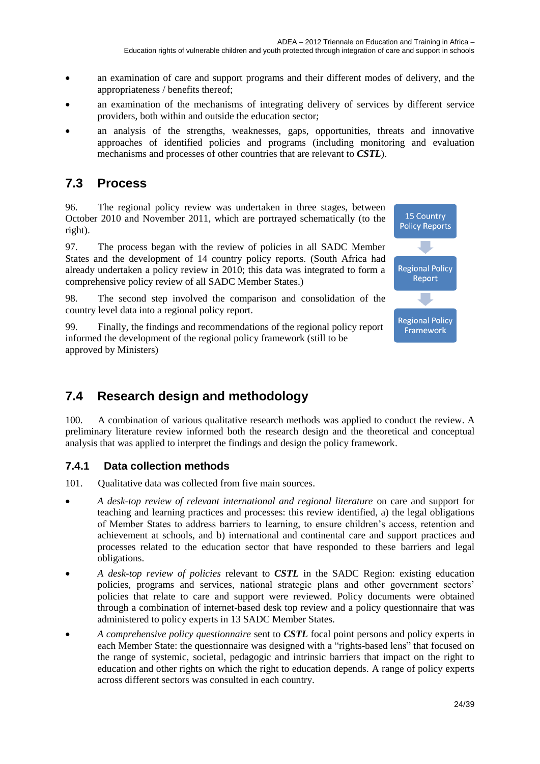- an examination of care and support programs and their different modes of delivery, and the appropriateness / benefits thereof;
- an examination of the mechanisms of integrating delivery of services by different service providers, both within and outside the education sector;
- an analysis of the strengths, weaknesses, gaps, opportunities, threats and innovative approaches of identified policies and programs (including monitoring and evaluation mechanisms and processes of other countries that are relevant to ***CSTL***).

## 7.3 Process

96. The regional policy review was undertaken in three stages, between October 2010 and November 2011, which are portrayed schematically (to the right).

97. The process began with the review of policies in all SADC Member States and the development of 14 country policy reports. (South Africa had already undertaken a policy review in 2010; this data was integrated to form a comprehensive policy review of all SADC Member States.)

98. The second step involved the comparison and consolidation of the country level data into a regional policy report.

99. Finally, the findings and recommendations of the regional policy report informed the development of the regional policy framework (still to be approved by Ministers)

15 Country Policy Reports → Regional Policy Report → Regional Policy Framework

## 7.4 Research design and methodology

100. A combination of various qualitative research methods was applied to conduct the review. A preliminary literature review informed both the research design and the theoretical and conceptual analysis that was applied to interpret the findings and design the policy framework.

### 7.4.1 Data collection methods

101. Qualitative data was collected from five main sources.

- *A desk-top review of relevant international and regional literature* on care and support for teaching and learning practices and processes: this review identified, a) the legal obligations of Member States to address barriers to learning, to ensure children's access, retention and achievement at schools, and b) international and continental care and support practices and processes related to the education sector that have responded to these barriers and legal obligations.
- *A desk-top review of policies* relevant to ***CSTL*** in the SADC Region: existing education policies, programs and services, national strategic plans and other government sectors' policies that relate to care and support were reviewed. Policy documents were obtained through a combination of internet-based desk top review and a policy questionnaire that was administered to policy experts in 13 SADC Member States.
- *A comprehensive policy questionnaire* sent to ***CSTL*** focal point persons and policy experts in each Member State: the questionnaire was designed with a "rights-based lens" that focused on the range of systemic, societal, pedagogic and intrinsic barriers that impact on the right to education and other rights on which the right to education depends. A range of policy experts across different sectors was consulted in each country.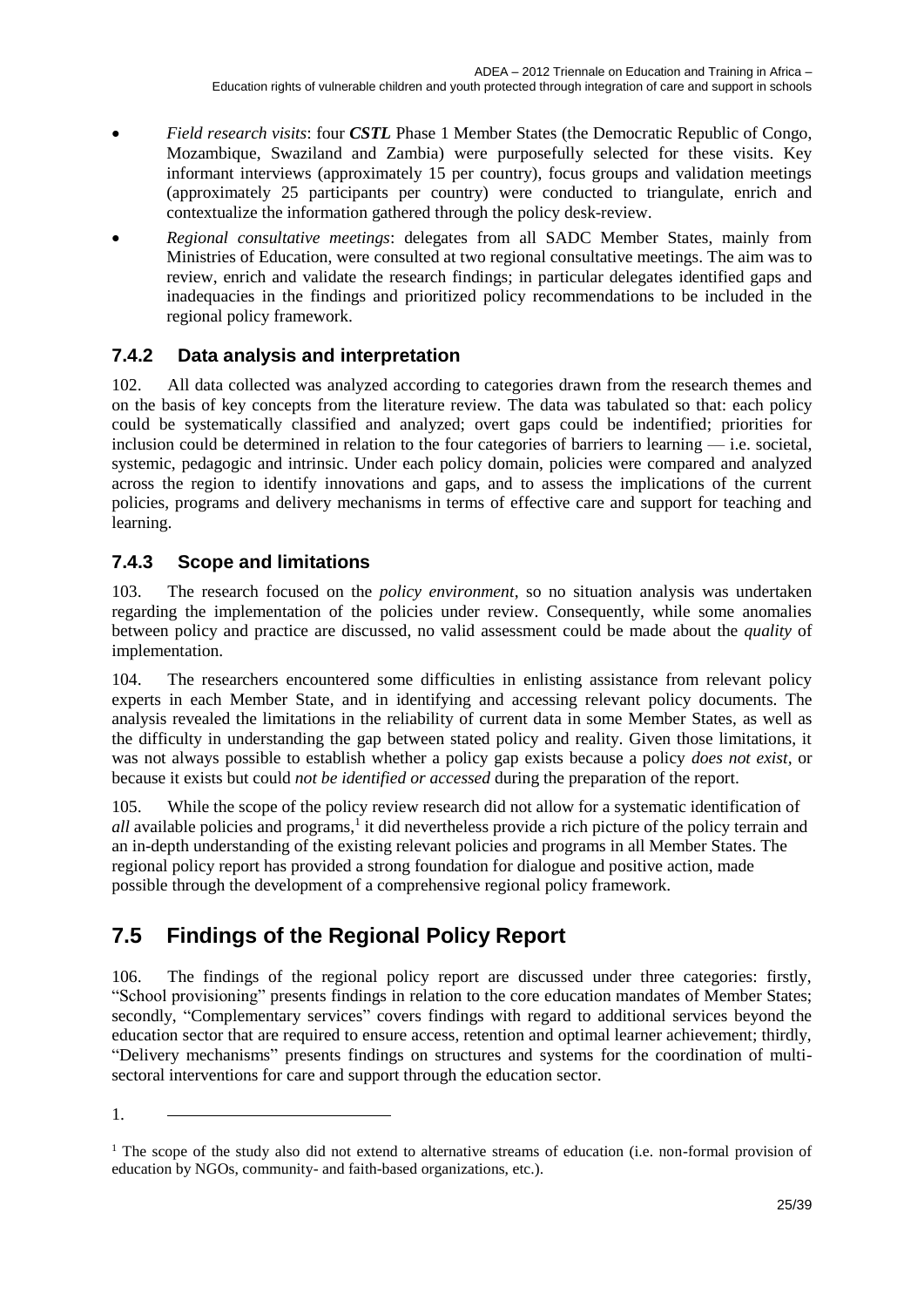- *Field research visits*: four ***CSTL*** Phase 1 Member States (the Democratic Republic of Congo, Mozambique, Swaziland and Zambia) were purposefully selected for these visits. Key informant interviews (approximately 15 per country), focus groups and validation meetings (approximately 25 participants per country) were conducted to triangulate, enrich and contextualize the information gathered through the policy desk-review.
- *Regional consultative meetings*: delegates from all SADC Member States, mainly from Ministries of Education, were consulted at two regional consultative meetings. The aim was to review, enrich and validate the research findings; in particular delegates identified gaps and inadequacies in the findings and prioritized policy recommendations to be included in the regional policy framework.

### 7.4.2 Data analysis and interpretation

102. All data collected was analyzed according to categories drawn from the research themes and on the basis of key concepts from the literature review. The data was tabulated so that: each policy could be systematically classified and analyzed; overt gaps could be indentified; priorities for inclusion could be determined in relation to the four categories of barriers to learning — i.e. societal, systemic, pedagogic and intrinsic. Under each policy domain, policies were compared and analyzed across the region to identify innovations and gaps, and to assess the implications of the current policies, programs and delivery mechanisms in terms of effective care and support for teaching and learning.

### 7.4.3 Scope and limitations

103. The research focused on the *policy environment*, so no situation analysis was undertaken regarding the implementation of the policies under review. Consequently, while some anomalies between policy and practice are discussed, no valid assessment could be made about the *quality* of implementation.

104. The researchers encountered some difficulties in enlisting assistance from relevant policy experts in each Member State, and in identifying and accessing relevant policy documents. The analysis revealed the limitations in the reliability of current data in some Member States, as well as the difficulty in understanding the gap between stated policy and reality. Given those limitations, it was not always possible to establish whether a policy gap exists because a policy *does not exist*, or because it exists but could *not be identified or accessed* during the preparation of the report.

105. While the scope of the policy review research did not allow for a systematic identification of *all* available policies and programs,[1] it did nevertheless provide a rich picture of the policy terrain and an in-depth understanding of the existing relevant policies and programs in all Member States. The regional policy report has provided a strong foundation for dialogue and positive action, made possible through the development of a comprehensive regional policy framework.

## 7.5 Findings of the Regional Policy Report

106. The findings of the regional policy report are discussed under three categories: firstly, "School provisioning" presents findings in relation to the core education mandates of Member States; secondly, "Complementary services" covers findings with regard to additional services beyond the education sector that are required to ensure access, retention and optimal learner achievement; thirdly, "Delivery mechanisms" presents findings on structures and systems for the coordination of multi-sectoral interventions for care and support through the education sector.

1.

[1] The scope of the study also did not extend to alternative streams of education (i.e. non-formal provision of education by NGOs, community- and faith-based organizations, etc.).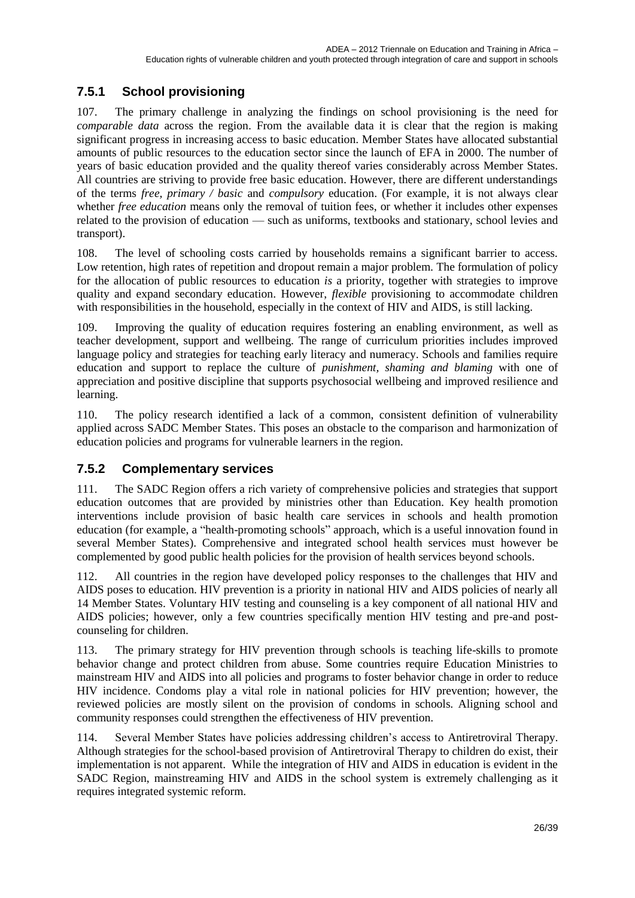### 7.5.1 School provisioning

107. The primary challenge in analyzing the findings on school provisioning is the need for *comparable data* across the region. From the available data it is clear that the region is making significant progress in increasing access to basic education. Member States have allocated substantial amounts of public resources to the education sector since the launch of EFA in 2000. The number of years of basic education provided and the quality thereof varies considerably across Member States. All countries are striving to provide free basic education. However, there are different understandings of the terms *free, primary / basic* and *compulsory* education. (For example, it is not always clear whether *free education* means only the removal of tuition fees, or whether it includes other expenses related to the provision of education — such as uniforms, textbooks and stationary, school levies and transport).

108. The level of schooling costs carried by households remains a significant barrier to access. Low retention, high rates of repetition and dropout remain a major problem. The formulation of policy for the allocation of public resources to education *is* a priority, together with strategies to improve quality and expand secondary education. However, *flexible* provisioning to accommodate children with responsibilities in the household, especially in the context of HIV and AIDS, is still lacking.

109. Improving the quality of education requires fostering an enabling environment, as well as teacher development, support and wellbeing. The range of curriculum priorities includes improved language policy and strategies for teaching early literacy and numeracy. Schools and families require education and support to replace the culture of *punishment, shaming and blaming* with one of appreciation and positive discipline that supports psychosocial wellbeing and improved resilience and learning.

110. The policy research identified a lack of a common, consistent definition of vulnerability applied across SADC Member States. This poses an obstacle to the comparison and harmonization of education policies and programs for vulnerable learners in the region.

### 7.5.2 Complementary services

111. The SADC Region offers a rich variety of comprehensive policies and strategies that support education outcomes that are provided by ministries other than Education. Key health promotion interventions include provision of basic health care services in schools and health promotion education (for example, a "health-promoting schools" approach, which is a useful innovation found in several Member States). Comprehensive and integrated school health services must however be complemented by good public health policies for the provision of health services beyond schools.

112. All countries in the region have developed policy responses to the challenges that HIV and AIDS poses to education. HIV prevention is a priority in national HIV and AIDS policies of nearly all 14 Member States. Voluntary HIV testing and counseling is a key component of all national HIV and AIDS policies; however, only a few countries specifically mention HIV testing and pre-and post-counseling for children.

113. The primary strategy for HIV prevention through schools is teaching life-skills to promote behavior change and protect children from abuse. Some countries require Education Ministries to mainstream HIV and AIDS into all policies and programs to foster behavior change in order to reduce HIV incidence. Condoms play a vital role in national policies for HIV prevention; however, the reviewed policies are mostly silent on the provision of condoms in schools. Aligning school and community responses could strengthen the effectiveness of HIV prevention.

114. Several Member States have policies addressing children's access to Antiretroviral Therapy. Although strategies for the school-based provision of Antiretroviral Therapy to children do exist, their implementation is not apparent. While the integration of HIV and AIDS in education is evident in the SADC Region, mainstreaming HIV and AIDS in the school system is extremely challenging as it requires integrated systemic reform.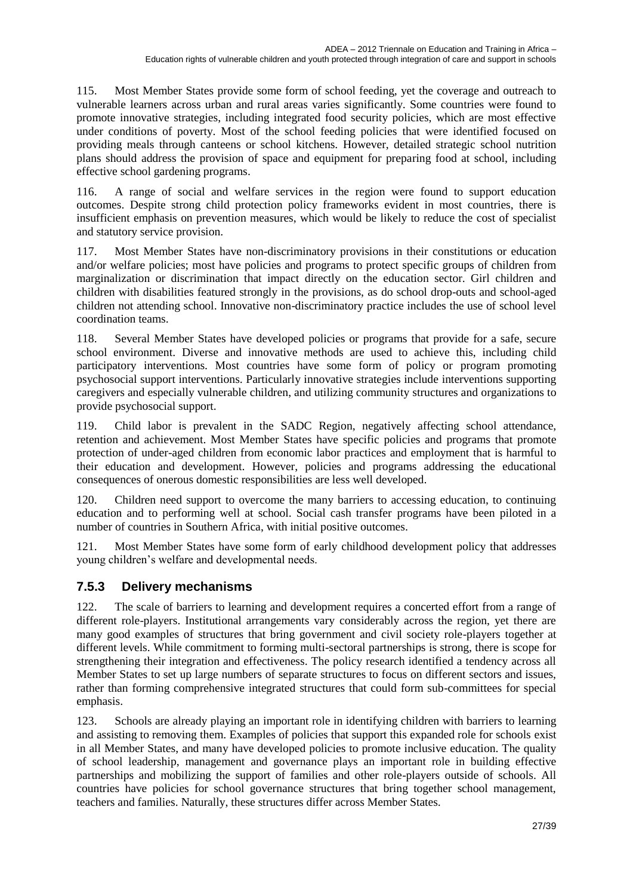115. Most Member States provide some form of school feeding, yet the coverage and outreach to vulnerable learners across urban and rural areas varies significantly. Some countries were found to promote innovative strategies, including integrated food security policies, which are most effective under conditions of poverty. Most of the school feeding policies that were identified focused on providing meals through canteens or school kitchens. However, detailed strategic school nutrition plans should address the provision of space and equipment for preparing food at school, including effective school gardening programs.

116. A range of social and welfare services in the region were found to support education outcomes. Despite strong child protection policy frameworks evident in most countries, there is insufficient emphasis on prevention measures, which would be likely to reduce the cost of specialist and statutory service provision.

117. Most Member States have non-discriminatory provisions in their constitutions or education and/or welfare policies; most have policies and programs to protect specific groups of children from marginalization or discrimination that impact directly on the education sector. Girl children and children with disabilities featured strongly in the provisions, as do school drop-outs and school-aged children not attending school. Innovative non-discriminatory practice includes the use of school level coordination teams.

118. Several Member States have developed policies or programs that provide for a safe, secure school environment. Diverse and innovative methods are used to achieve this, including child participatory interventions. Most countries have some form of policy or program promoting psychosocial support interventions. Particularly innovative strategies include interventions supporting caregivers and especially vulnerable children, and utilizing community structures and organizations to provide psychosocial support.

119. Child labor is prevalent in the SADC Region, negatively affecting school attendance, retention and achievement. Most Member States have specific policies and programs that promote protection of under-aged children from economic labor practices and employment that is harmful to their education and development. However, policies and programs addressing the educational consequences of onerous domestic responsibilities are less well developed.

120. Children need support to overcome the many barriers to accessing education, to continuing education and to performing well at school. Social cash transfer programs have been piloted in a number of countries in Southern Africa, with initial positive outcomes.

121. Most Member States have some form of early childhood development policy that addresses young children's welfare and developmental needs.

### 7.5.3 Delivery mechanisms

122. The scale of barriers to learning and development requires a concerted effort from a range of different role-players. Institutional arrangements vary considerably across the region, yet there are many good examples of structures that bring government and civil society role-players together at different levels. While commitment to forming multi-sectoral partnerships is strong, there is scope for strengthening their integration and effectiveness. The policy research identified a tendency across all Member States to set up large numbers of separate structures to focus on different sectors and issues, rather than forming comprehensive integrated structures that could form sub-committees for special emphasis.

123. Schools are already playing an important role in identifying children with barriers to learning and assisting to removing them. Examples of policies that support this expanded role for schools exist in all Member States, and many have developed policies to promote inclusive education. The quality of school leadership, management and governance plays an important role in building effective partnerships and mobilizing the support of families and other role-players outside of schools. All countries have policies for school governance structures that bring together school management, teachers and families. Naturally, these structures differ across Member States.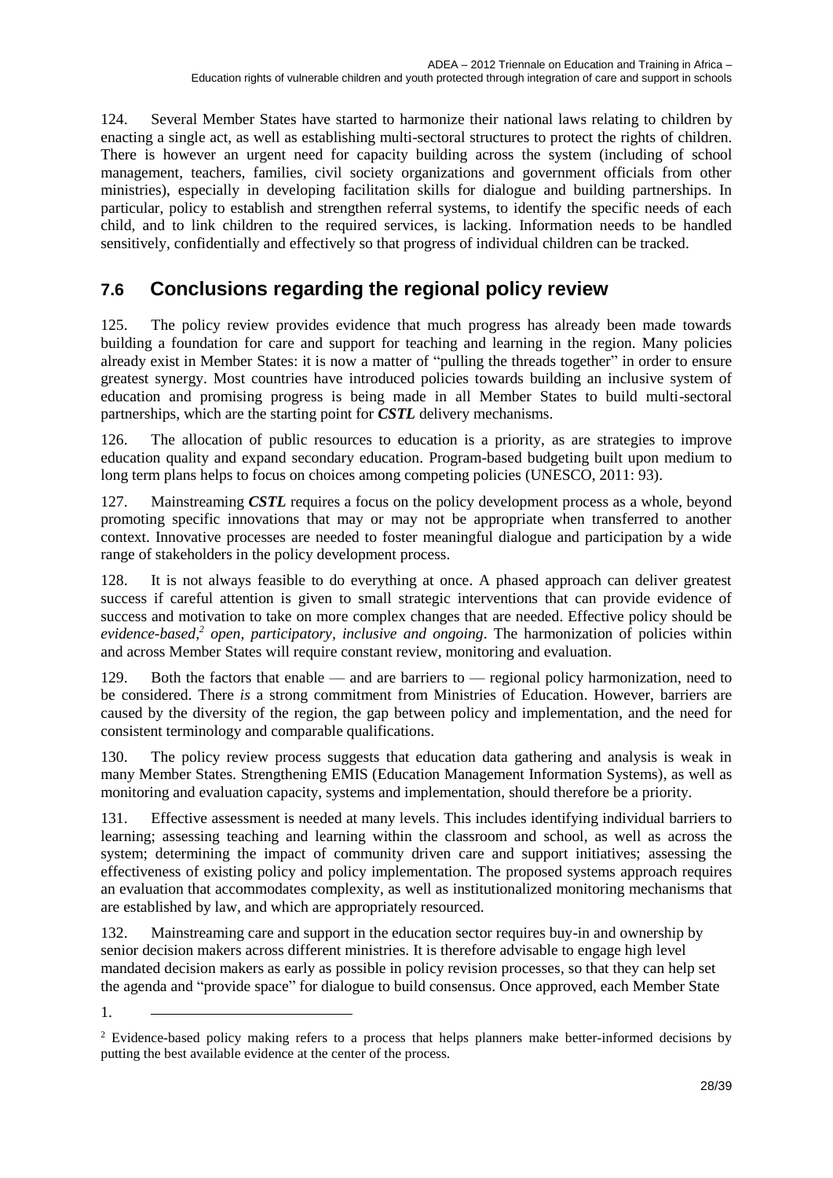124. Several Member States have started to harmonize their national laws relating to children by enacting a single act, as well as establishing multi-sectoral structures to protect the rights of children. There is however an urgent need for capacity building across the system (including of school management, teachers, families, civil society organizations and government officials from other ministries), especially in developing facilitation skills for dialogue and building partnerships. In particular, policy to establish and strengthen referral systems, to identify the specific needs of each child, and to link children to the required services, is lacking. Information needs to be handled sensitively, confidentially and effectively so that progress of individual children can be tracked.

## 7.6 Conclusions regarding the regional policy review

125. The policy review provides evidence that much progress has already been made towards building a foundation for care and support for teaching and learning in the region. Many policies already exist in Member States: it is now a matter of "pulling the threads together" in order to ensure greatest synergy. Most countries have introduced policies towards building an inclusive system of education and promising progress is being made in all Member States to build multi-sectoral partnerships, which are the starting point for ***CSTL*** delivery mechanisms.

126. The allocation of public resources to education is a priority, as are strategies to improve education quality and expand secondary education. Program-based budgeting built upon medium to long term plans helps to focus on choices among competing policies (UNESCO, 2011: 93).

127. Mainstreaming ***CSTL*** requires a focus on the policy development process as a whole, beyond promoting specific innovations that may or may not be appropriate when transferred to another context. Innovative processes are needed to foster meaningful dialogue and participation by a wide range of stakeholders in the policy development process.

128. It is not always feasible to do everything at once. A phased approach can deliver greatest success if careful attention is given to small strategic interventions that can provide evidence of success and motivation to take on more complex changes that are needed. Effective policy should be *evidence-based,*[2] *open, participatory, inclusive and ongoing*. The harmonization of policies within and across Member States will require constant review, monitoring and evaluation.

129. Both the factors that enable — and are barriers to — regional policy harmonization, need to be considered. There *is* a strong commitment from Ministries of Education. However, barriers are caused by the diversity of the region, the gap between policy and implementation, and the need for consistent terminology and comparable qualifications.

130. The policy review process suggests that education data gathering and analysis is weak in many Member States. Strengthening EMIS (Education Management Information Systems), as well as monitoring and evaluation capacity, systems and implementation, should therefore be a priority.

131. Effective assessment is needed at many levels. This includes identifying individual barriers to learning; assessing teaching and learning within the classroom and school, as well as across the system; determining the impact of community driven care and support initiatives; assessing the effectiveness of existing policy and policy implementation. The proposed systems approach requires an evaluation that accommodates complexity, as well as institutionalized monitoring mechanisms that are established by law, and which are appropriately resourced.

132. Mainstreaming care and support in the education sector requires buy-in and ownership by senior decision makers across different ministries. It is therefore advisable to engage high level mandated decision makers as early as possible in policy revision processes, so that they can help set the agenda and "provide space" for dialogue to build consensus. Once approved, each Member State

1.

[2] Evidence-based policy making refers to a process that helps planners make better-informed decisions by putting the best available evidence at the center of the process.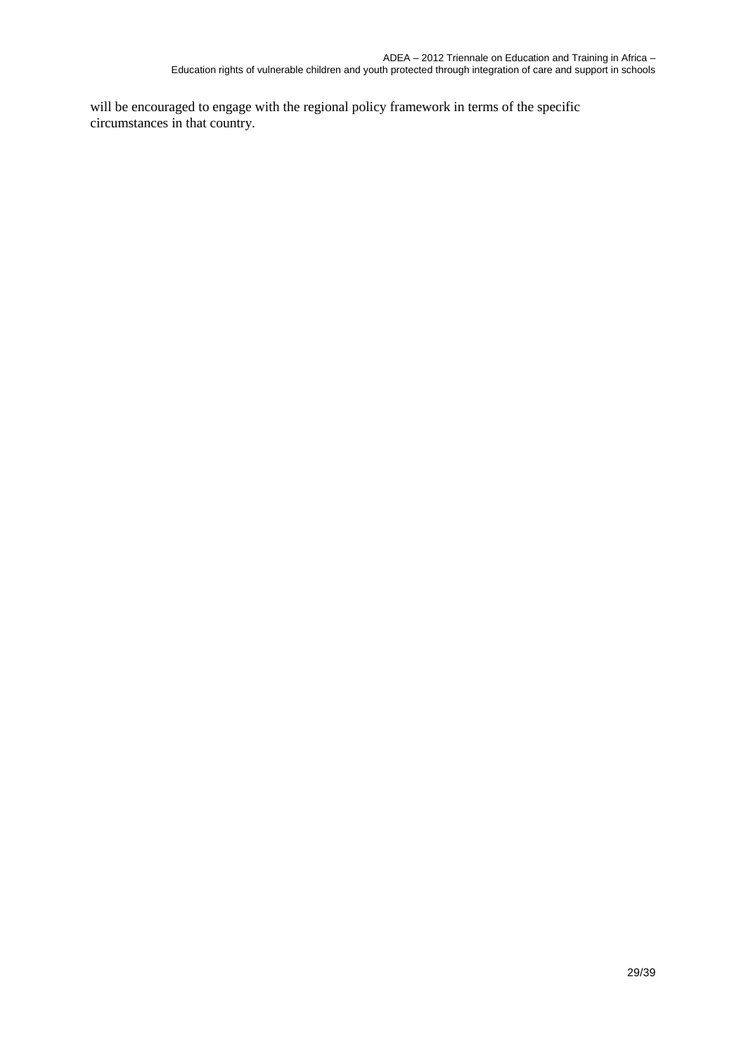will be encouraged to engage with the regional policy framework in terms of the specific circumstances in that country.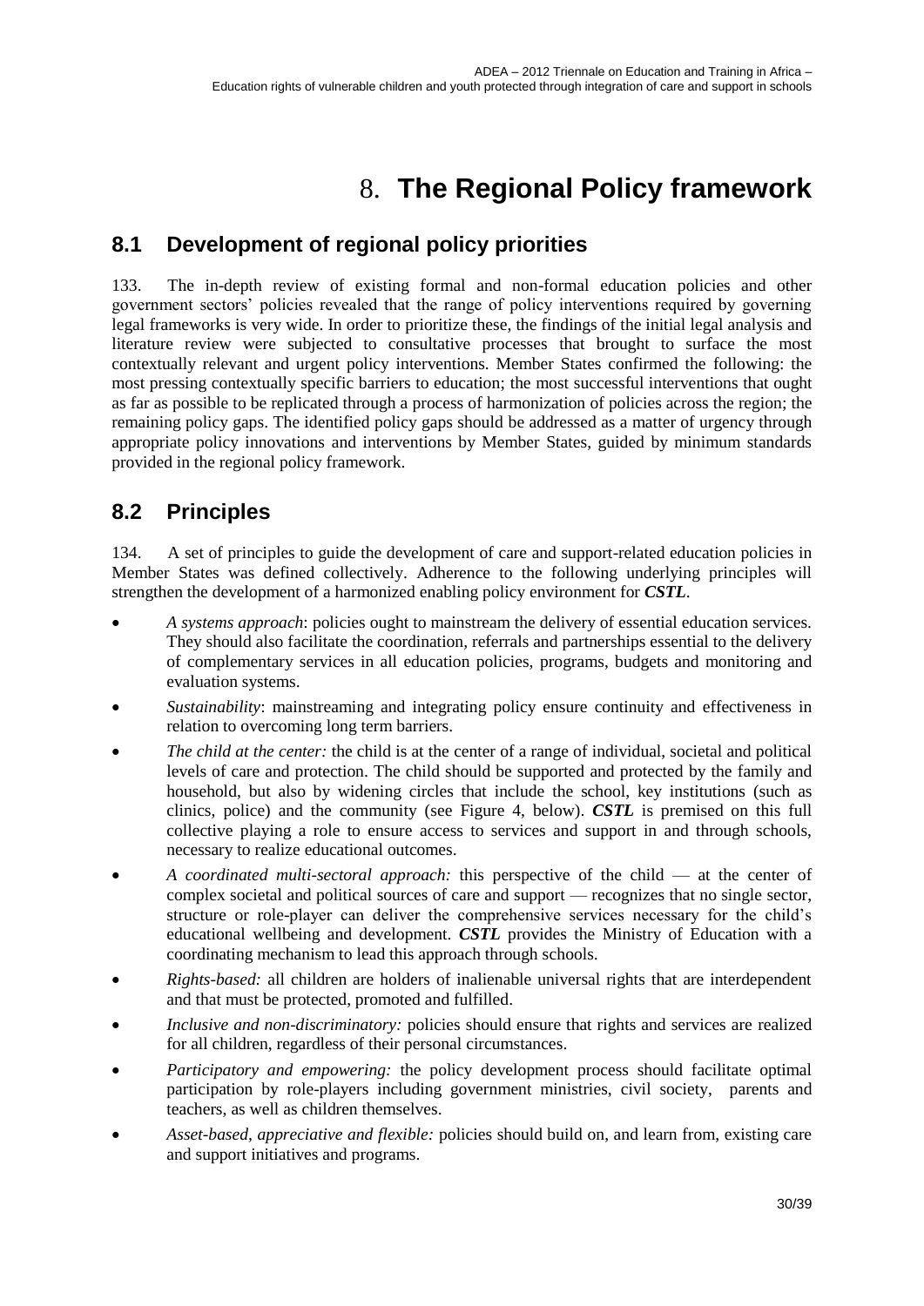# 8. The Regional Policy framework

## 8.1 Development of regional policy priorities

133. The in-depth review of existing formal and non-formal education policies and other government sectors' policies revealed that the range of policy interventions required by governing legal frameworks is very wide. In order to prioritize these, the findings of the initial legal analysis and literature review were subjected to consultative processes that brought to surface the most contextually relevant and urgent policy interventions. Member States confirmed the following: the most pressing contextually specific barriers to education; the most successful interventions that ought as far as possible to be replicated through a process of harmonization of policies across the region; the remaining policy gaps. The identified policy gaps should be addressed as a matter of urgency through appropriate policy innovations and interventions by Member States, guided by minimum standards provided in the regional policy framework.

## 8.2 Principles

134. A set of principles to guide the development of care and support-related education policies in Member States was defined collectively. Adherence to the following underlying principles will strengthen the development of a harmonized enabling policy environment for ***CSTL***.

- *A systems approach*: policies ought to mainstream the delivery of essential education services. They should also facilitate the coordination, referrals and partnerships essential to the delivery of complementary services in all education policies, programs, budgets and monitoring and evaluation systems.
- *Sustainability*: mainstreaming and integrating policy ensure continuity and effectiveness in relation to overcoming long term barriers.
- *The child at the center:* the child is at the center of a range of individual, societal and political levels of care and protection. The child should be supported and protected by the family and household, but also by widening circles that include the school, key institutions (such as clinics, police) and the community (see Figure 4, below). ***CSTL*** is premised on this full collective playing a role to ensure access to services and support in and through schools, necessary to realize educational outcomes.
- *A coordinated multi-sectoral approach:* this perspective of the child — at the center of complex societal and political sources of care and support — recognizes that no single sector, structure or role-player can deliver the comprehensive services necessary for the child's educational wellbeing and development. ***CSTL*** provides the Ministry of Education with a coordinating mechanism to lead this approach through schools.
- *Rights-based:* all children are holders of inalienable universal rights that are interdependent and that must be protected, promoted and fulfilled.
- *Inclusive and non-discriminatory:* policies should ensure that rights and services are realized for all children, regardless of their personal circumstances.
- *Participatory and empowering:* the policy development process should facilitate optimal participation by role-players including government ministries, civil society, parents and teachers, as well as children themselves.
- *Asset-based, appreciative and flexible:* policies should build on, and learn from, existing care and support initiatives and programs.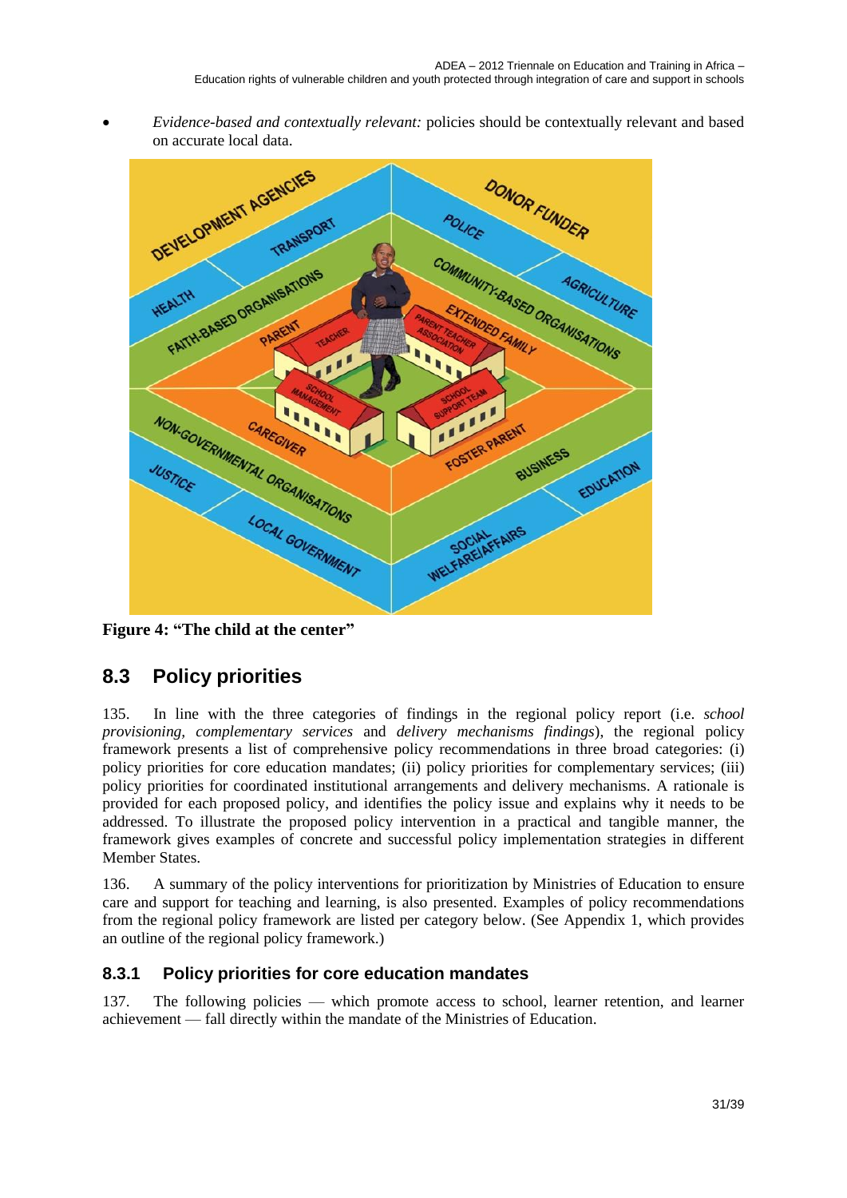- *Evidence-based and contextually relevant:* policies should be contextually relevant and based on accurate local data.

**Figure 4: "The child at the center"**

## 8.3 Policy priorities

135. In line with the three categories of findings in the regional policy report (i.e. *school provisioning, complementary services* and *delivery mechanisms findings*), the regional policy framework presents a list of comprehensive policy recommendations in three broad categories: (i) policy priorities for core education mandates; (ii) policy priorities for complementary services; (iii) policy priorities for coordinated institutional arrangements and delivery mechanisms. A rationale is provided for each proposed policy, and identifies the policy issue and explains why it needs to be addressed. To illustrate the proposed policy intervention in a practical and tangible manner, the framework gives examples of concrete and successful policy implementation strategies in different Member States.

136. A summary of the policy interventions for prioritization by Ministries of Education to ensure care and support for teaching and learning, is also presented. Examples of policy recommendations from the regional policy framework are listed per category below. (See Appendix 1, which provides an outline of the regional policy framework.)

### 8.3.1 Policy priorities for core education mandates

137. The following policies — which promote access to school, learner retention, and learner achievement — fall directly within the mandate of the Ministries of Education.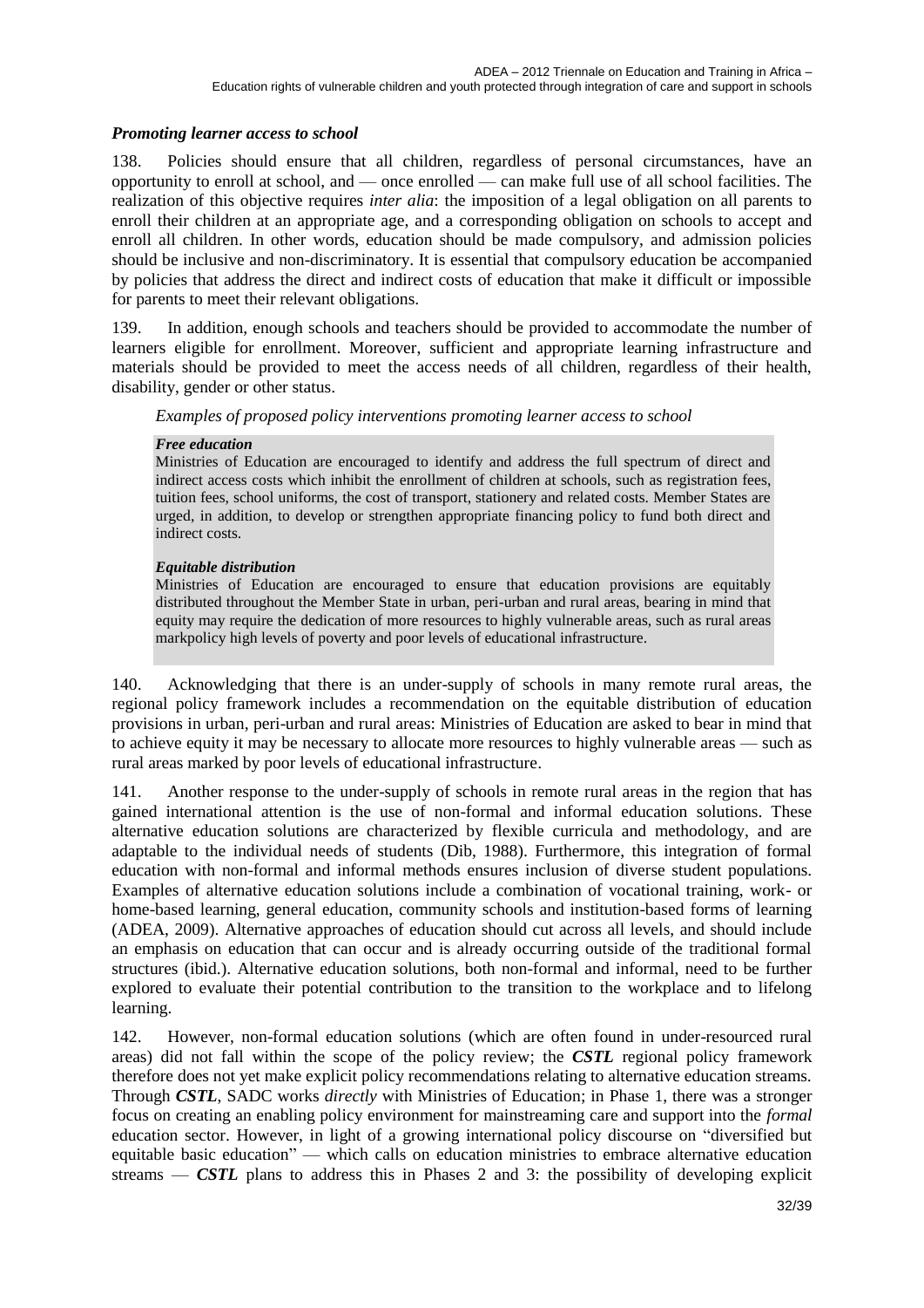### *Promoting learner access to school*

138. Policies should ensure that all children, regardless of personal circumstances, have an opportunity to enroll at school, and — once enrolled — can make full use of all school facilities. The realization of this objective requires *inter alia*: the imposition of a legal obligation on all parents to enroll their children at an appropriate age, and a corresponding obligation on schools to accept and enroll all children. In other words, education should be made compulsory, and admission policies should be inclusive and non-discriminatory. It is essential that compulsory education be accompanied by policies that address the direct and indirect costs of education that make it difficult or impossible for parents to meet their relevant obligations.

139. In addition, enough schools and teachers should be provided to accommodate the number of learners eligible for enrollment. Moreover, sufficient and appropriate learning infrastructure and materials should be provided to meet the access needs of all children, regardless of their health, disability, gender or other status.

*Examples of proposed policy interventions promoting learner access to school*

> ***Free education***
> Ministries of Education are encouraged to identify and address the full spectrum of direct and indirect access costs which inhibit the enrollment of children at schools, such as registration fees, tuition fees, school uniforms, the cost of transport, stationery and related costs. Member States are urged, in addition, to develop or strengthen appropriate financing policy to fund both direct and indirect costs.
>
> ***Equitable distribution***
> Ministries of Education are encouraged to ensure that education provisions are equitably distributed throughout the Member State in urban, peri-urban and rural areas, bearing in mind that equity may require the dedication of more resources to highly vulnerable areas, such as rural areas markpolicy high levels of poverty and poor levels of educational infrastructure.

140. Acknowledging that there is an under-supply of schools in many remote rural areas, the regional policy framework includes a recommendation on the equitable distribution of education provisions in urban, peri-urban and rural areas: Ministries of Education are asked to bear in mind that to achieve equity it may be necessary to allocate more resources to highly vulnerable areas — such as rural areas marked by poor levels of educational infrastructure.

141. Another response to the under-supply of schools in remote rural areas in the region that has gained international attention is the use of non-formal and informal education solutions. These alternative education solutions are characterized by flexible curricula and methodology, and are adaptable to the individual needs of students (Dib, 1988). Furthermore, this integration of formal education with non-formal and informal methods ensures inclusion of diverse student populations. Examples of alternative education solutions include a combination of vocational training, work- or home-based learning, general education, community schools and institution-based forms of learning (ADEA, 2009). Alternative approaches of education should cut across all levels, and should include an emphasis on education that can occur and is already occurring outside of the traditional formal structures (ibid.). Alternative education solutions, both non-formal and informal, need to be further explored to evaluate their potential contribution to the transition to the workplace and to lifelong learning.

142. However, non-formal education solutions (which are often found in under-resourced rural areas) did not fall within the scope of the policy review; the ***CSTL*** regional policy framework therefore does not yet make explicit policy recommendations relating to alternative education streams. Through ***CSTL***, SADC works *directly* with Ministries of Education; in Phase 1, there was a stronger focus on creating an enabling policy environment for mainstreaming care and support into the *formal* education sector. However, in light of a growing international policy discourse on "diversified but equitable basic education" — which calls on education ministries to embrace alternative education streams — ***CSTL*** plans to address this in Phases 2 and 3: the possibility of developing explicit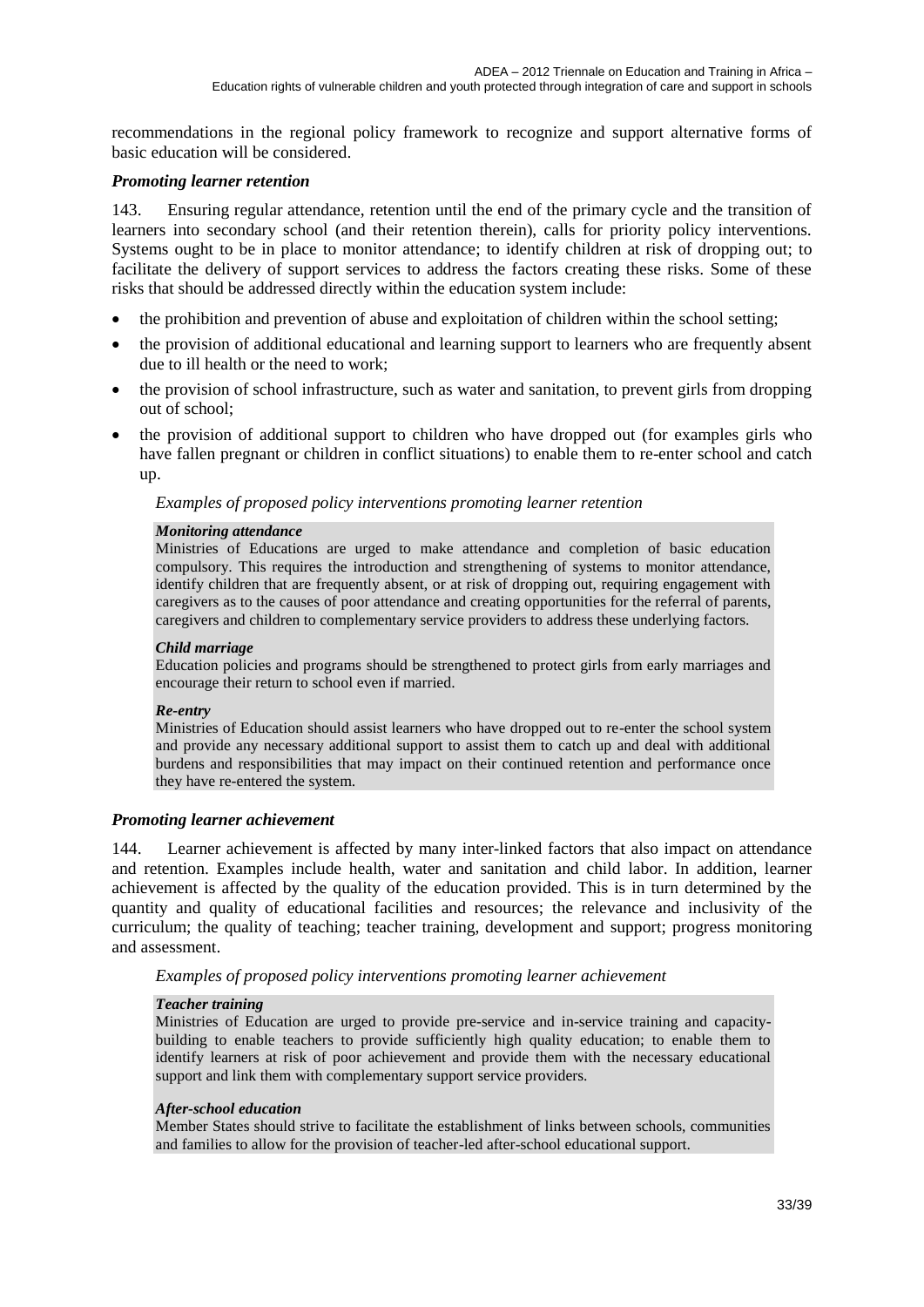recommendations in the regional policy framework to recognize and support alternative forms of basic education will be considered.

### *Promoting learner retention*

143. Ensuring regular attendance, retention until the end of the primary cycle and the transition of learners into secondary school (and their retention therein), calls for priority policy interventions. Systems ought to be in place to monitor attendance; to identify children at risk of dropping out; to facilitate the delivery of support services to address the factors creating these risks. Some of these risks that should be addressed directly within the education system include:

- the prohibition and prevention of abuse and exploitation of children within the school setting;
- the provision of additional educational and learning support to learners who are frequently absent due to ill health or the need to work;
- the provision of school infrastructure, such as water and sanitation, to prevent girls from dropping out of school;
- the provision of additional support to children who have dropped out (for examples girls who have fallen pregnant or children in conflict situations) to enable them to re-enter school and catch up.

*Examples of proposed policy interventions promoting learner retention*

***Monitoring attendance***
Ministries of Educations are urged to make attendance and completion of basic education compulsory. This requires the introduction and strengthening of systems to monitor attendance, identify children that are frequently absent, or at risk of dropping out, requiring engagement with caregivers as to the causes of poor attendance and creating opportunities for the referral of parents, caregivers and children to complementary service providers to address these underlying factors.

***Child marriage***
Education policies and programs should be strengthened to protect girls from early marriages and encourage their return to school even if married.

***Re-entry***
Ministries of Education should assist learners who have dropped out to re-enter the school system and provide any necessary additional support to assist them to catch up and deal with additional burdens and responsibilities that may impact on their continued retention and performance once they have re-entered the system.

### *Promoting learner achievement*

144. Learner achievement is affected by many inter-linked factors that also impact on attendance and retention. Examples include health, water and sanitation and child labor. In addition, learner achievement is affected by the quality of the education provided. This is in turn determined by the quantity and quality of educational facilities and resources; the relevance and inclusivity of the curriculum; the quality of teaching; teacher training, development and support; progress monitoring and assessment.

*Examples of proposed policy interventions promoting learner achievement*

***Teacher training***
Ministries of Education are urged to provide pre-service and in-service training and capacity-building to enable teachers to provide sufficiently high quality education; to enable them to identify learners at risk of poor achievement and provide them with the necessary educational support and link them with complementary support service providers.

***After-school education***
Member States should strive to facilitate the establishment of links between schools, communities and families to allow for the provision of teacher-led after-school educational support.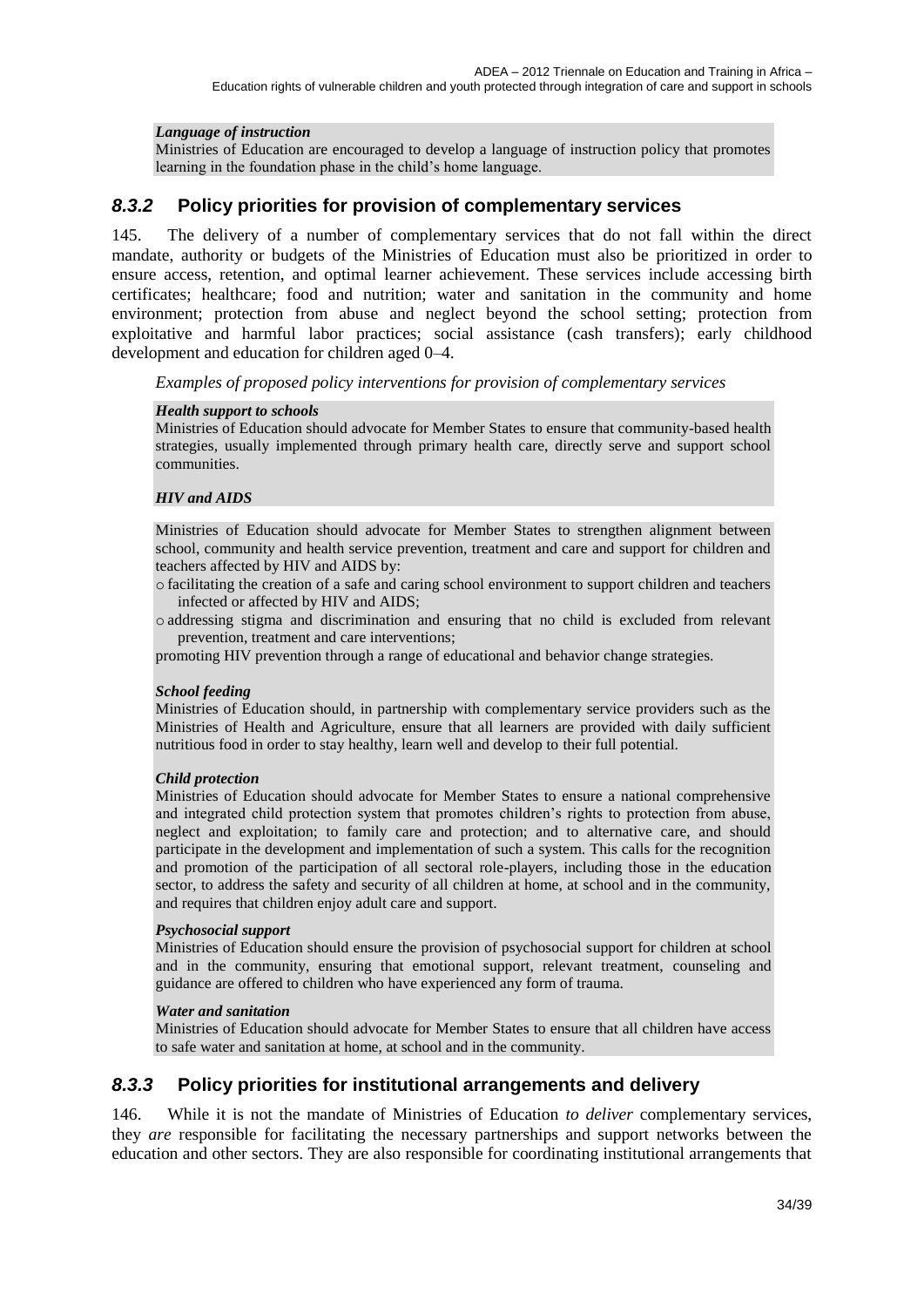***Language of instruction***

Ministries of Education are encouraged to develop a language of instruction policy that promotes learning in the foundation phase in the child's home language.

### *8.3.2* Policy priorities for provision of complementary services

145. The delivery of a number of complementary services that do not fall within the direct mandate, authority or budgets of the Ministries of Education must also be prioritized in order to ensure access, retention, and optimal learner achievement. These services include accessing birth certificates; healthcare; food and nutrition; water and sanitation in the community and home environment; protection from abuse and neglect beyond the school setting; protection from exploitative and harmful labor practices; social assistance (cash transfers); early childhood development and education for children aged 0–4.

*Examples of proposed policy interventions for provision of complementary services*

***Health support to schools***

Ministries of Education should advocate for Member States to ensure that community-based health strategies, usually implemented through primary health care, directly serve and support school communities.

***HIV and AIDS***

Ministries of Education should advocate for Member States to strengthen alignment between school, community and health service prevention, treatment and care and support for children and teachers affected by HIV and AIDS by:

- facilitating the creation of a safe and caring school environment to support children and teachers infected or affected by HIV and AIDS;
- addressing stigma and discrimination and ensuring that no child is excluded from relevant prevention, treatment and care interventions;

promoting HIV prevention through a range of educational and behavior change strategies.

***School feeding***

Ministries of Education should, in partnership with complementary service providers such as the Ministries of Health and Agriculture, ensure that all learners are provided with daily sufficient nutritious food in order to stay healthy, learn well and develop to their full potential.

***Child protection***

Ministries of Education should advocate for Member States to ensure a national comprehensive and integrated child protection system that promotes children's rights to protection from abuse, neglect and exploitation; to family care and protection; and to alternative care, and should participate in the development and implementation of such a system. This calls for the recognition and promotion of the participation of all sectoral role-players, including those in the education sector, to address the safety and security of all children at home, at school and in the community, and requires that children enjoy adult care and support.

***Psychosocial support***

Ministries of Education should ensure the provision of psychosocial support for children at school and in the community, ensuring that emotional support, relevant treatment, counseling and guidance are offered to children who have experienced any form of trauma.

***Water and sanitation***

Ministries of Education should advocate for Member States to ensure that all children have access to safe water and sanitation at home, at school and in the community.

### *8.3.3* Policy priorities for institutional arrangements and delivery

146. While it is not the mandate of Ministries of Education *to deliver* complementary services, they *are* responsible for facilitating the necessary partnerships and support networks between the education and other sectors. They are also responsible for coordinating institutional arrangements that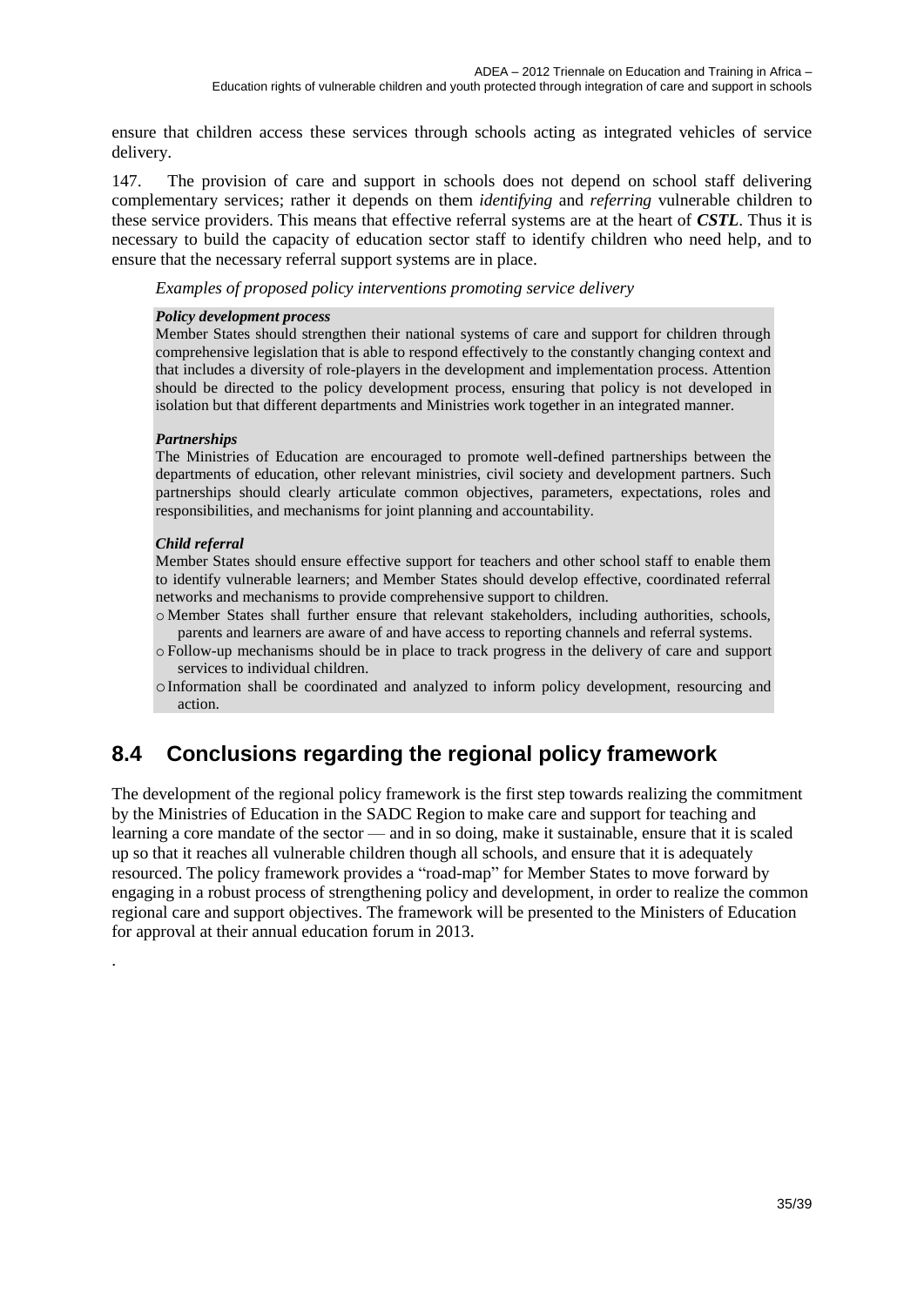ensure that children access these services through schools acting as integrated vehicles of service delivery.

147. The provision of care and support in schools does not depend on school staff delivering complementary services; rather it depends on them *identifying* and *referring* vulnerable children to these service providers. This means that effective referral systems are at the heart of ***CSTL***. Thus it is necessary to build the capacity of education sector staff to identify children who need help, and to ensure that the necessary referral support systems are in place.

*Examples of proposed policy interventions promoting service delivery*

***Policy development process***

Member States should strengthen their national systems of care and support for children through comprehensive legislation that is able to respond effectively to the constantly changing context and that includes a diversity of role-players in the development and implementation process. Attention should be directed to the policy development process, ensuring that policy is not developed in isolation but that different departments and Ministries work together in an integrated manner.

***Partnerships***

The Ministries of Education are encouraged to promote well-defined partnerships between the departments of education, other relevant ministries, civil society and development partners. Such partnerships should clearly articulate common objectives, parameters, expectations, roles and responsibilities, and mechanisms for joint planning and accountability.

***Child referral***

Member States should ensure effective support for teachers and other school staff to enable them to identify vulnerable learners; and Member States should develop effective, coordinated referral networks and mechanisms to provide comprehensive support to children.

- Member States shall further ensure that relevant stakeholders, including authorities, schools, parents and learners are aware of and have access to reporting channels and referral systems.
- Follow-up mechanisms should be in place to track progress in the delivery of care and support services to individual children.
- Information shall be coordinated and analyzed to inform policy development, resourcing and action.

## 8.4 Conclusions regarding the regional policy framework

The development of the regional policy framework is the first step towards realizing the commitment by the Ministries of Education in the SADC Region to make care and support for teaching and learning a core mandate of the sector — and in so doing, make it sustainable, ensure that it is scaled up so that it reaches all vulnerable children though all schools, and ensure that it is adequately resourced. The policy framework provides a "road-map" for Member States to move forward by engaging in a robust process of strengthening policy and development, in order to realize the common regional care and support objectives. The framework will be presented to the Ministers of Education for approval at their annual education forum in 2013.

.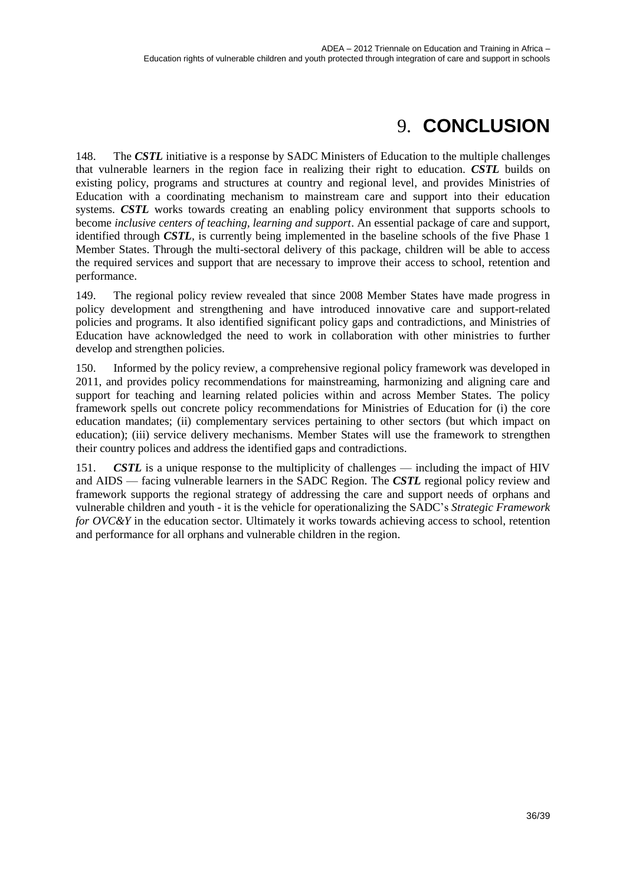# 9. CONCLUSION

148. The ***CSTL*** initiative is a response by SADC Ministers of Education to the multiple challenges that vulnerable learners in the region face in realizing their right to education. ***CSTL*** builds on existing policy, programs and structures at country and regional level, and provides Ministries of Education with a coordinating mechanism to mainstream care and support into their education systems. ***CSTL*** works towards creating an enabling policy environment that supports schools to become *inclusive centers of teaching, learning and support*. An essential package of care and support, identified through ***CSTL***, is currently being implemented in the baseline schools of the five Phase 1 Member States. Through the multi-sectoral delivery of this package, children will be able to access the required services and support that are necessary to improve their access to school, retention and performance.

149. The regional policy review revealed that since 2008 Member States have made progress in policy development and strengthening and have introduced innovative care and support-related policies and programs. It also identified significant policy gaps and contradictions, and Ministries of Education have acknowledged the need to work in collaboration with other ministries to further develop and strengthen policies.

150. Informed by the policy review, a comprehensive regional policy framework was developed in 2011, and provides policy recommendations for mainstreaming, harmonizing and aligning care and support for teaching and learning related policies within and across Member States. The policy framework spells out concrete policy recommendations for Ministries of Education for (i) the core education mandates; (ii) complementary services pertaining to other sectors (but which impact on education); (iii) service delivery mechanisms. Member States will use the framework to strengthen their country polices and address the identified gaps and contradictions.

151. ***CSTL*** is a unique response to the multiplicity of challenges — including the impact of HIV and AIDS — facing vulnerable learners in the SADC Region. The ***CSTL*** regional policy review and framework supports the regional strategy of addressing the care and support needs of orphans and vulnerable children and youth - it is the vehicle for operationalizing the SADC's *Strategic Framework for OVC&Y* in the education sector. Ultimately it works towards achieving access to school, retention and performance for all orphans and vulnerable children in the region.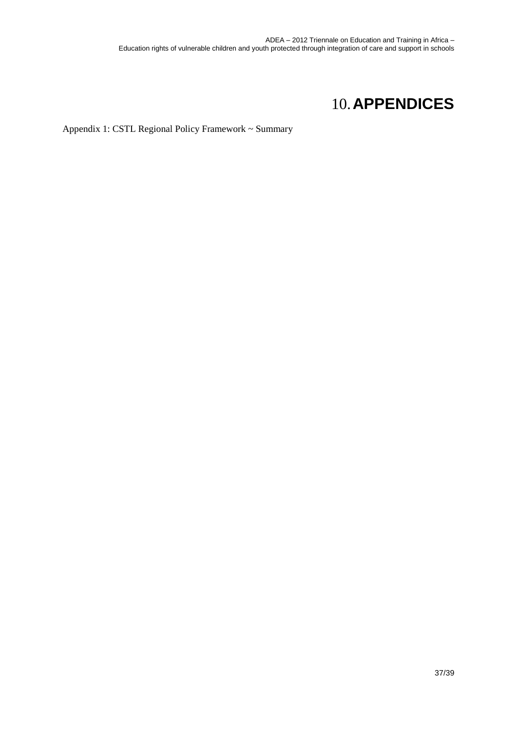# 10. APPENDICES

Appendix 1: CSTL Regional Policy Framework ~ Summary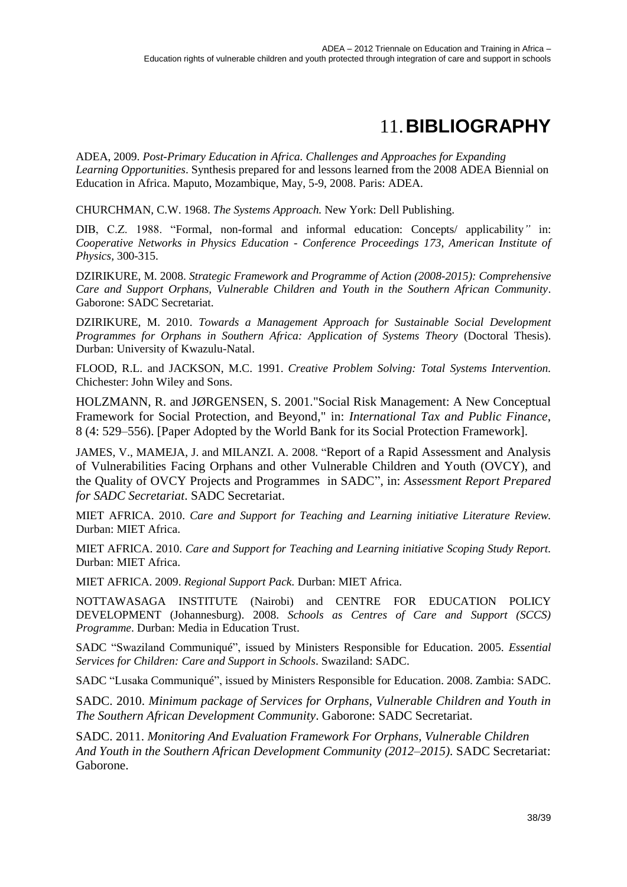# 11. BIBLIOGRAPHY

ADEA, 2009. *Post-Primary Education in Africa. Challenges and Approaches for Expanding Learning Opportunities*. Synthesis prepared for and lessons learned from the 2008 ADEA Biennial on Education in Africa. Maputo, Mozambique, May, 5-9, 2008. Paris: ADEA.

CHURCHMAN, C.W. 1968. *The Systems Approach.* New York: Dell Publishing.

DIB, C.Z. 1988. "Formal, non-formal and informal education: Concepts/ applicability" in: *Cooperative Networks in Physics Education - Conference Proceedings 173, American Institute of Physics,* 300-315.

DZIRIKURE, M. 2008. *Strategic Framework and Programme of Action (2008-2015): Comprehensive Care and Support Orphans, Vulnerable Children and Youth in the Southern African Community*. Gaborone: SADC Secretariat.

DZIRIKURE, M. 2010. *Towards a Management Approach for Sustainable Social Development Programmes for Orphans in Southern Africa: Application of Systems Theory* (Doctoral Thesis). Durban: University of Kwazulu-Natal.

FLOOD, R.L. and JACKSON, M.C. 1991. *Creative Problem Solving: Total Systems Intervention.* Chichester: John Wiley and Sons.

HOLZMANN, R. and JØRGENSEN, S. 2001."Social Risk Management: A New Conceptual Framework for Social Protection, and Beyond," in: *International Tax and Public Finance*, 8 (4: 529–556). [Paper Adopted by the World Bank for its Social Protection Framework].

JAMES, V., MAMEJA, J. and MILANZI. A. 2008. "Report of a Rapid Assessment and Analysis of Vulnerabilities Facing Orphans and other Vulnerable Children and Youth (OVCY), and the Quality of OVCY Projects and Programmes in SADC", in: *Assessment Report Prepared for SADC Secretariat*. SADC Secretariat.

MIET AFRICA. 2010. *Care and Support for Teaching and Learning initiative Literature Review.* Durban: MIET Africa.

MIET AFRICA. 2010. *Care and Support for Teaching and Learning initiative Scoping Study Report.* Durban: MIET Africa.

MIET AFRICA. 2009. *Regional Support Pack.* Durban: MIET Africa.

NOTTAWASAGA INSTITUTE (Nairobi) and CENTRE FOR EDUCATION POLICY DEVELOPMENT (Johannesburg). 2008. *Schools as Centres of Care and Support (SCCS) Programme*. Durban: Media in Education Trust.

SADC "Swaziland Communiqué", issued by Ministers Responsible for Education. 2005. *Essential Services for Children: Care and Support in Schools*. Swaziland: SADC.

SADC "Lusaka Communiqué", issued by Ministers Responsible for Education. 2008. Zambia: SADC.

SADC. 2010. *Minimum package of Services for Orphans, Vulnerable Children and Youth in The Southern African Development Community*. Gaborone: SADC Secretariat.

SADC. 2011. *Monitoring And Evaluation Framework For Orphans, Vulnerable Children And Youth in the Southern African Development Community (2012–2015).* SADC Secretariat: Gaborone.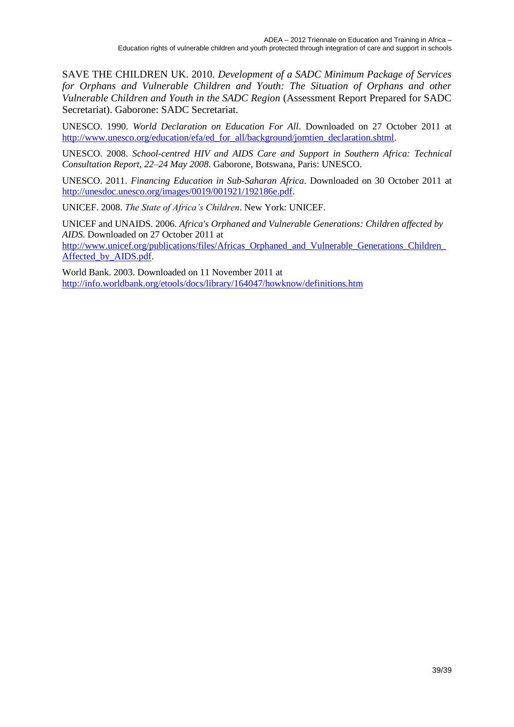SAVE THE CHILDREN UK. 2010. *Development of a SADC Minimum Package of Services for Orphans and Vulnerable Children and Youth: The Situation of Orphans and other Vulnerable Children and Youth in the SADC Region* (Assessment Report Prepared for SADC Secretariat). Gaborone: SADC Secretariat.

UNESCO. 1990. *World Declaration on Education For All*. Downloaded on 27 October 2011 at http://www.unesco.org/education/efa/ed_for_all/background/jomtien_declaration.shtml.

UNESCO. 2008. *School-centred HIV and AIDS Care and Support in Southern Africa: Technical Consultation Report, 22–24 May 2008*. Gaborone, Botswana, Paris: UNESCO.

UNESCO. 2011. *Financing Education in Sub-Saharan Africa*. Downloaded on 30 October 2011 at http://unesdoc.unesco.org/images/0019/001921/192186e.pdf.

UNICEF. 2008. *The State of Africa's Children*. New York: UNICEF.

UNICEF and UNAIDS. 2006. *Africa's Orphaned and Vulnerable Generations: Children affected by AIDS*. Downloaded on 27 October 2011 at http://www.unicef.org/publications/files/Africas_Orphaned_and_Vulnerable_Generations_Children_Affected_by_AIDS.pdf.

World Bank. 2003. Downloaded on 11 November 2011 at http://info.worldbank.org/etools/docs/library/164047/howknow/definitions.htm